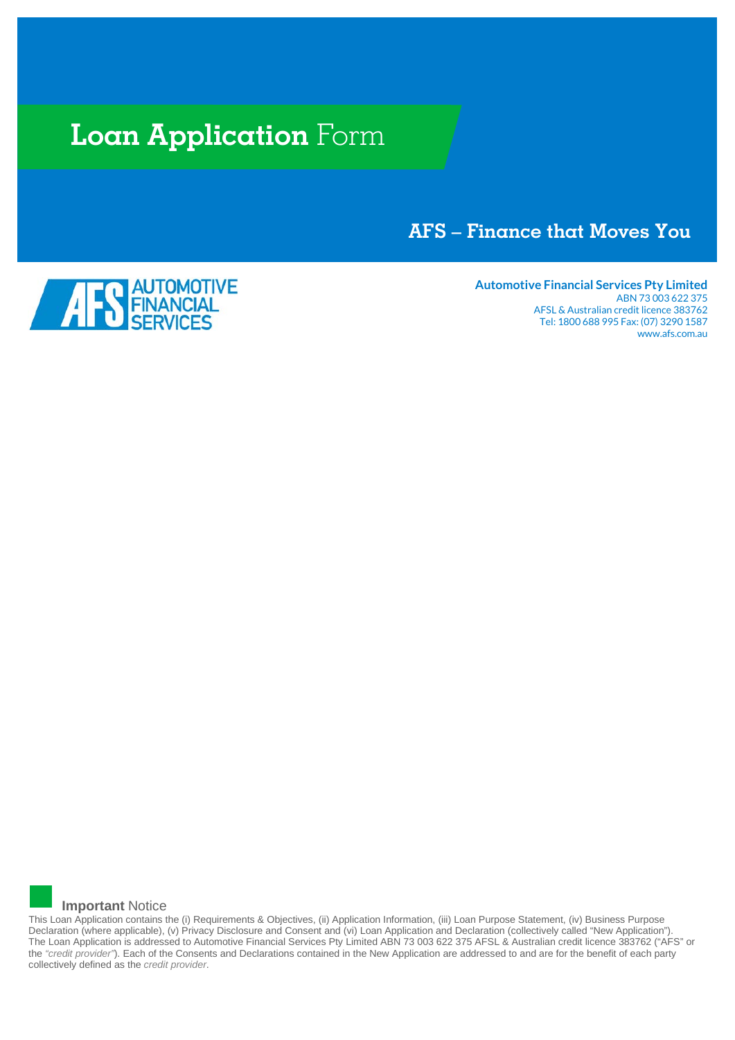# Loan Application Form

## AFS – Finance that Moves You

AUTOMOTIVE FINANCIAL SERVICES

**Automotive Financial Services Pty Limited**
ABN 73 003 622 375
AFSL & Australian credit licence 383762
Tel: 1800 688 995 Fax: (07) 3290 1587
www.afs.com.au

### **Important** Notice

This Loan Application contains the (i) Requirements & Objectives, (ii) Application Information, (iii) Loan Purpose Statement, (iv) Business Purpose Declaration (where applicable), (v) Privacy Disclosure and Consent and (vi) Loan Application and Declaration (collectively called "New Application"). The Loan Application is addressed to Automotive Financial Services Pty Limited ABN 73 003 622 375 AFSL & Australian credit licence 383762 ("AFS" or the *"credit provider"*). Each of the Consents and Declarations contained in the New Application are addressed to and are for the benefit of each party collectively defined as the *credit provider*.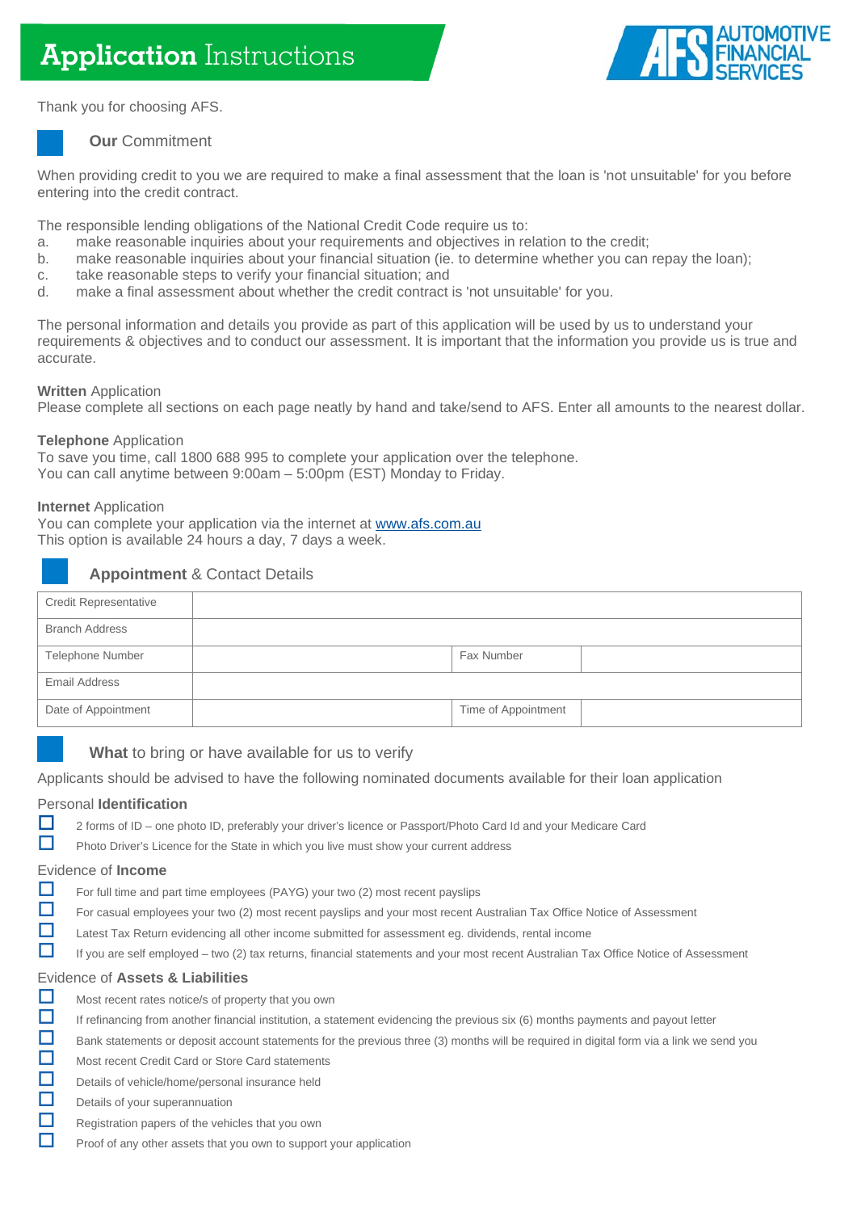# **Application** Instructions

AUTOMOTIVE FINANCIAL SERVICES

Thank you for choosing AFS.

## **Our** Commitment

When providing credit to you we are required to make a final assessment that the loan is 'not unsuitable' for you before entering into the credit contract.

The responsible lending obligations of the National Credit Code require us to:

a. make reasonable inquiries about your requirements and objectives in relation to the credit;
b. make reasonable inquiries about your financial situation (ie. to determine whether you can repay the loan);
c. take reasonable steps to verify your financial situation; and
d. make a final assessment about whether the credit contract is 'not unsuitable' for you.

The personal information and details you provide as part of this application will be used by us to understand your requirements & objectives and to conduct our assessment. It is important that the information you provide us is true and accurate.

**Written** Application
Please complete all sections on each page neatly by hand and take/send to AFS. Enter all amounts to the nearest dollar.

**Telephone** Application
To save you time, call 1800 688 995 to complete your application over the telephone.
You can call anytime between 9:00am – 5:00pm (EST) Monday to Friday.

**Internet** Application
You can complete your application via the internet at [www.afs.com.au](http://www.afs.com.au)
This option is available 24 hours a day, 7 days a week.

## **Appointment** & Contact Details

| Credit Representative | | | |
|---|---|---|---|
| Branch Address | | | |
| Telephone Number | | Fax Number | |
| Email Address | | | |
| Date of Appointment | | Time of Appointment | |

## **What** to bring or have available for us to verify

Applicants should be advised to have the following nominated documents available for their loan application

### Personal **Identification**

- ☐ 2 forms of ID – one photo ID, preferably your driver's licence or Passport/Photo Card Id and your Medicare Card
- ☐ Photo Driver's Licence for the State in which you live must show your current address

### Evidence of **Income**

- ☐ For full time and part time employees (PAYG) your two (2) most recent payslips
- ☐ For casual employees your two (2) most recent payslips and your most recent Australian Tax Office Notice of Assessment
- ☐ Latest Tax Return evidencing all other income submitted for assessment eg. dividends, rental income
- ☐ If you are self employed – two (2) tax returns, financial statements and your most recent Australian Tax Office Notice of Assessment

### Evidence of **Assets & Liabilities**

- ☐ Most recent rates notice/s of property that you own
- ☐ If refinancing from another financial institution, a statement evidencing the previous six (6) months payments and payout letter
- ☐ Bank statements or deposit account statements for the previous three (3) months will be required in digital form via a link we send you
- ☐ Most recent Credit Card or Store Card statements
- ☐ Details of vehicle/home/personal insurance held
- ☐ Details of your superannuation
- ☐ Registration papers of the vehicles that you own
- ☐ Proof of any other assets that you own to support your application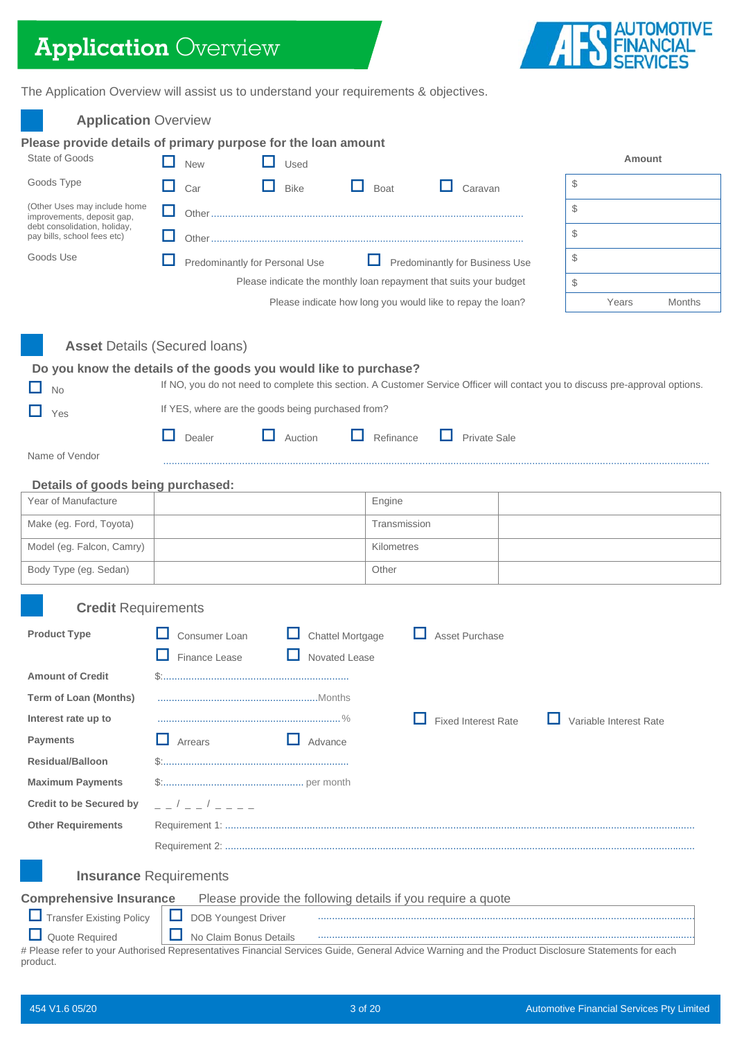# Application Overview

The Application Overview will assist us to understand your requirements & objectives.

## Application Overview

### Please provide details of primary purpose for the loan amount

| | | Amount |
|---|---|---|
| State of Goods | ☐ New ☐ Used | |
| Goods Type | ☐ Car ☐ Bike ☐ Boat ☐ Caravan | $ |
| (Other Uses may include home improvements, deposit gap, debt consolidation, holiday, pay bills, school fees etc) | ☐ Other............................................................................................................ | $ |
| | ☐ Other............................................................................................................ | $ |
| Goods Use | ☐ Predominantly for Personal Use ☐ Predominantly for Business Use | $ |
| | Please indicate the monthly loan repayment that suits your budget | $ |
| | Please indicate how long you would like to repay the loan? | Years Months |

## Asset Details (Secured loans)

### Do you know the details of the goods you would like to purchase?

☐ No — If NO, you do not need to complete this section. A Customer Service Officer will contact you to discuss pre-approval options.

☐ Yes — If YES, where are the goods being purchased from?

☐ Dealer ☐ Auction ☐ Refinance ☐ Private Sale

Name of Vendor ......................................................................................................................................................................

### Details of goods being purchased:

| | | | |
|---|---|---|---|
| Year of Manufacture | | Engine | |
| Make (eg. Ford, Toyota) | | Transmission | |
| Model (eg. Falcon, Camry) | | Kilometres | |
| Body Type (eg. Sedan) | | Other | |

## Credit Requirements

**Product Type** ☐ Consumer Loan ☐ Chattel Mortgage ☐ Asset Purchase ☐ Finance Lease ☐ Novated Lease

**Amount of Credit** $:..................................................................

**Term of Loan (Months)** ........................................................Months

**Interest rate up to** ...............................................................% ☐ Fixed Interest Rate ☐ Variable Interest Rate

**Payments** ☐ Arrears ☐ Advance

**Residual/Balloon** $:..................................................................

**Maximum Payments** $:.................................................. per month

**Credit to be Secured by** _ _ / _ _ / _ _ _ _

**Other Requirements** Requirement 1: ..............................................................................................................................................

Requirement 2: ..............................................................................................................................................

## Insurance Requirements

**Comprehensive Insurance** Please provide the following details if you require a quote

☐ Transfer Existing Policy — ☐ DOB Youngest Driver ..............................................................................................

☐ Quote Required — ☐ No Claim Bonus Details ..............................................................................................

# Please refer to your Authorised Representatives Financial Services Guide, General Advice Warning and the Product Disclosure Statements for each product.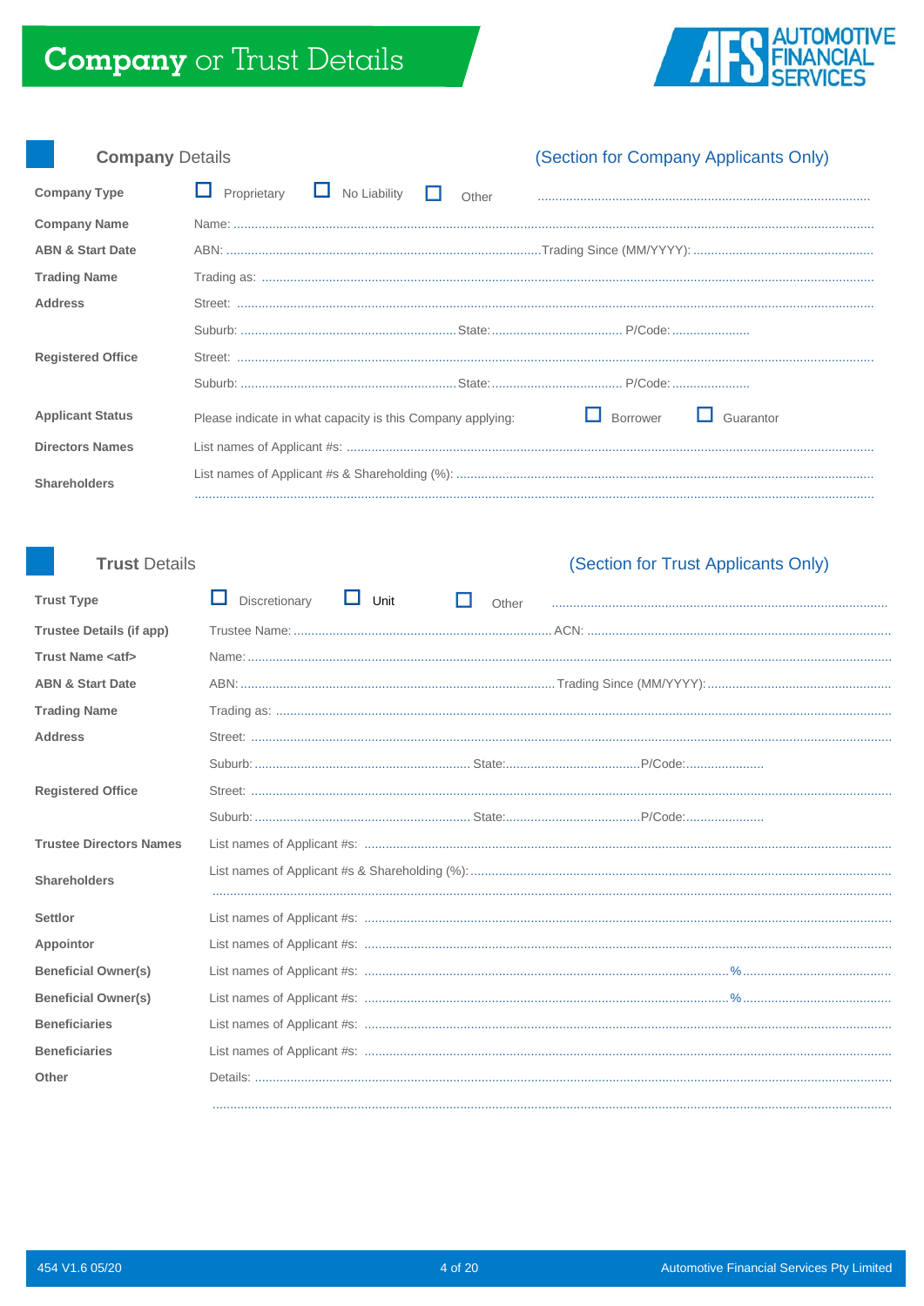# Company or Trust Details

## Company Details

(Section for Company Applicants Only)

| | |
|---|---|
| **Company Type** | ☐ Proprietary ☐ No Liability ☐ Other ........................................ |
| **Company Name** | Name: ........................................ |
| **ABN & Start Date** | ABN: ........................................ Trading Since (MM/YYYY): ........................................ |
| **Trading Name** | Trading as: ........................................ |
| **Address** | Street: ........................................ |
| | Suburb: ........................................ State: ........................................ P/Code: ........................................ |
| **Registered Office** | Street: ........................................ |
| | Suburb: ........................................ State: ........................................ P/Code: ........................................ |
| **Applicant Status** | Please indicate in what capacity is this Company applying: ☐ Borrower ☐ Guarantor |
| **Directors Names** | List names of Applicant #s: ........................................ |
| **Shareholders** | List names of Applicant #s & Shareholding (%): ........................................ |
| | ........................................ |

## Trust Details

(Section for Trust Applicants Only)

| | |
|---|---|
| **Trust Type** | ☐ Discretionary ☐ Unit ☐ Other ........................................ |
| **Trustee Details (if app)** | Trustee Name: ........................................ ACN: ........................................ |
| **Trust Name <atf>** | Name: ........................................ |
| **ABN & Start Date** | ABN: ........................................ Trading Since (MM/YYYY): ........................................ |
| **Trading Name** | Trading as: ........................................ |
| **Address** | Street: ........................................ |
| | Suburb: ........................................ State: ........................................ P/Code: ........................................ |
| **Registered Office** | Street: ........................................ |
| | Suburb: ........................................ State: ........................................ P/Code: ........................................ |
| **Trustee Directors Names** | List names of Applicant #s: ........................................ |
| **Shareholders** | List names of Applicant #s & Shareholding (%): ........................................ |
| | ........................................ |
| **Settlor** | List names of Applicant #s: ........................................ |
| **Appointor** | List names of Applicant #s: ........................................ |
| **Beneficial Owner(s)** | List names of Applicant #s: ........................................ % ........................................ |
| **Beneficial Owner(s)** | List names of Applicant #s: ........................................ % ........................................ |
| **Beneficiaries** | List names of Applicant #s: ........................................ |
| **Beneficiaries** | List names of Applicant #s: ........................................ |
| **Other** | Details: ........................................ |
| | ........................................ |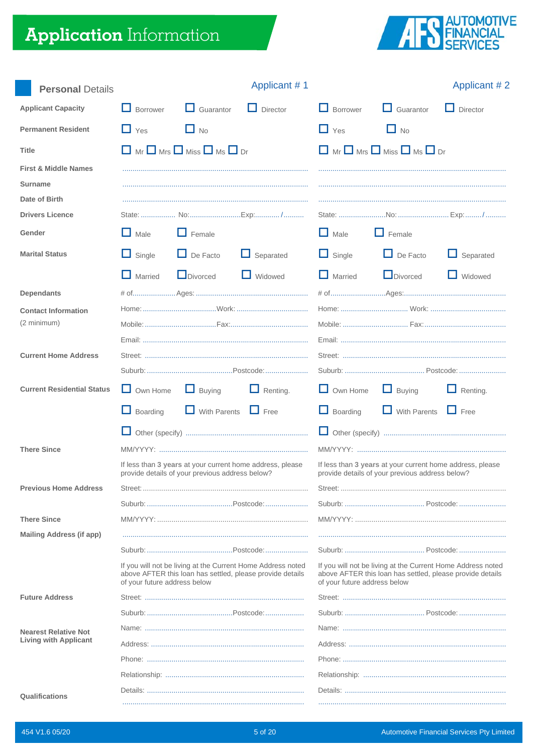# Application Information

AUTOMOTIVE FINANCIAL SERVICES

## Personal Details

| | Applicant # 1 | Applicant # 2 |
|---|---|---|
| **Applicant Capacity** | ☐ Borrower ☐ Guarantor ☐ Director | ☐ Borrower ☐ Guarantor ☐ Director |
| **Permanent Resident** | ☐ Yes ☐ No | ☐ Yes ☐ No |
| **Title** | ☐ Mr ☐ Mrs ☐ Miss ☐ Ms ☐ Dr | ☐ Mr ☐ Mrs ☐ Miss ☐ Ms ☐ Dr |
| **First & Middle Names** | ............................................ | ............................................ |
| **Surname** | ............................................ | ............................................ |
| **Date of Birth** | ............................................ | ............................................ |
| **Drivers Licence** | State: ................ No:........................Exp:.........../......... | State: ......................No: ........................ Exp:......../.......... |
| **Gender** | ☐ Male ☐ Female | ☐ Male ☐ Female |
| **Marital Status** | ☐ Single ☐ De Facto ☐ Separated | ☐ Single ☐ De Facto ☐ Separated |
| | ☐ Married ☐ Divorced ☐ Widowed | ☐ Married ☐ Divorced ☐ Widowed |
| **Dependants** | # of.................... Ages: ...................................... | # of.......................... Ages:........................................ |
| **Contact Information** (2 minimum) | Home: ................................... Work: .................................. | Home: ................................ Work: ................................. |
| | Mobile: .................................. Fax:...................................... | Mobile: ................................ Fax:........................................ |
| | Email: ............................................ | Email: ............................................ |
| **Current Home Address** | Street: ............................................ | Street: ............................................ |
| | Suburb: ......................................... Postcode: .................... | Suburb: ...................................... Postcode: ...................... |
| **Current Residential Status** | ☐ Own Home ☐ Buying ☐ Renting. | ☐ Own Home ☐ Buying ☐ Renting. |
| | ☐ Boarding ☐ With Parents ☐ Free | ☐ Boarding ☐ With Parents ☐ Free |
| | ☐ Other (specify) ............................................ | ☐ Other (specify) ............................................ |
| **There Since** | MM/YYYY: ............................................ | MM/YYYY: ............................................ |
| | If less than **3 years** at your current home address, please provide details of your previous address below? | If less than **3 years** at your current home address, please provide details of your previous address below? |
| **Previous Home Address** | Street: ............................................ | Street: ............................................ |
| | Suburb: ......................................... Postcode: .................... | Suburb: ...................................... Postcode: ...................... |
| **There Since** | MM/YYYY: ............................................ | MM/YYYY: ............................................ |
| **Mailing Address (if app)** | ............................................ | ............................................ |
| | Suburb: ......................................... Postcode: .................... | Suburb: ...................................... Postcode: ...................... |
| | If you will not be living at the Current Home Address noted above AFTER this loan has settled, please provide details of your future address below | If you will not be living at the Current Home Address noted above AFTER this loan has settled, please provide details of your future address below |
| **Future Address** | Street: ............................................ | Street: ............................................ |
| | Suburb: ......................................... Postcode: .................. | Suburb: ...................................... Postcode: ...................... |
| **Nearest Relative Not Living with Applicant** | Name: ............................................ | Name: ............................................ |
| | Address: ............................................ | Address: ............................................ |
| | Phone: ............................................ | Phone: ............................................ |
| | Relationship: ............................................ | Relationship: ............................................ |
| **Qualifications** | Details: ............................................ | Details: ............................................ |
| | ............................................ | ............................................ |

454 V1.6 05/20 — Automotive Financial Services Pty Limited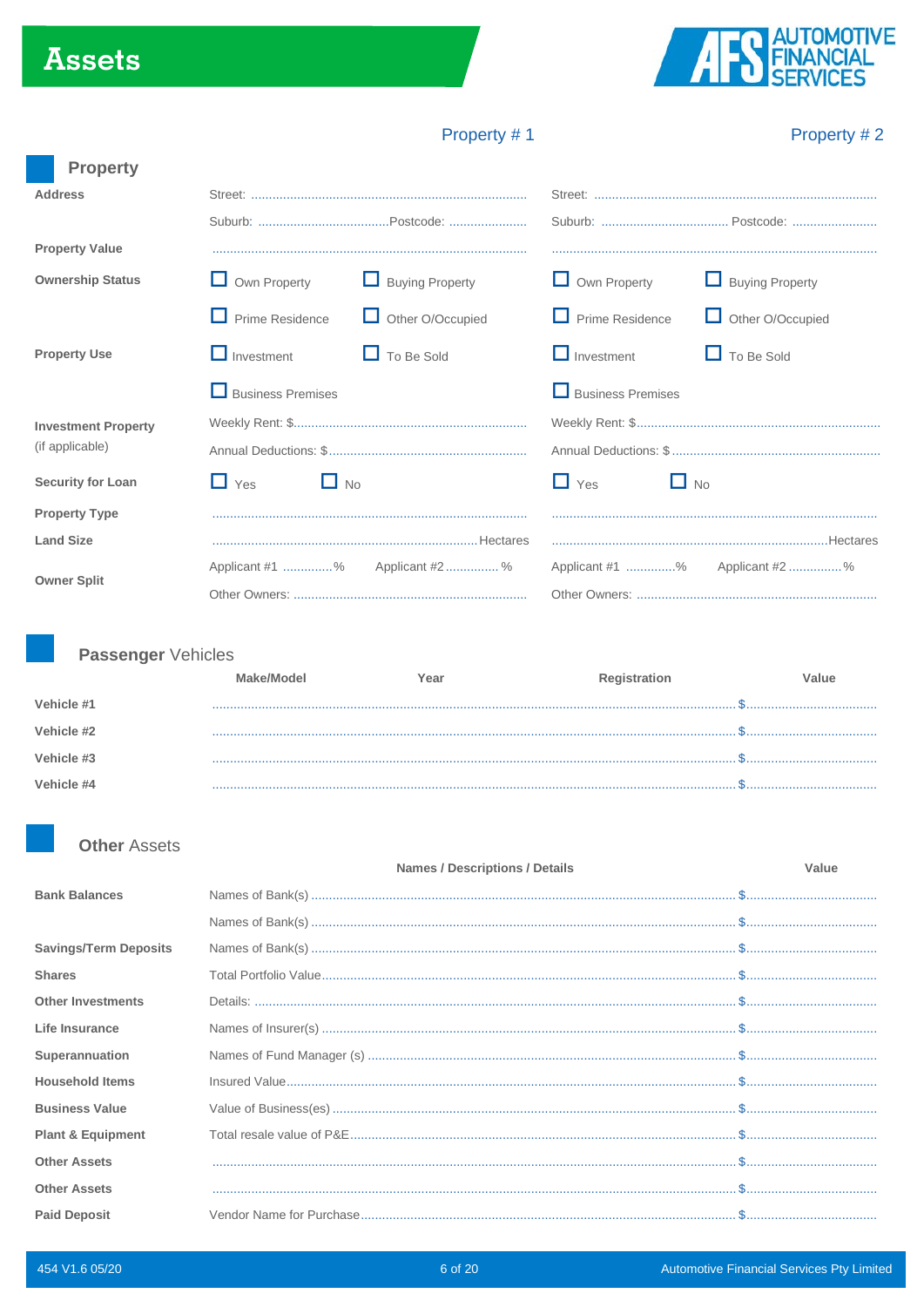# Assets

AUTOMOTIVE FINANCIAL SERVICES

## Property

| | Property # 1 | | Property # 2 | |
|---|---|---|---|---|
| **Address** | Street: .................................... | | Street: .................................... | |
| | Suburb: ..................... | Postcode: .............. | Suburb: ..................... | Postcode: .............. |
| **Property Value** | .................................... | | .................................... | |
| **Ownership Status** | ☐ Own Property | ☐ Buying Property | ☐ Own Property | ☐ Buying Property |
| | ☐ Prime Residence | ☐ Other O/Occupied | ☐ Prime Residence | ☐ Other O/Occupied |
| **Property Use** | ☐ Investment | ☐ To Be Sold | ☐ Investment | ☐ To Be Sold |
| | ☐ Business Premises | | ☐ Business Premises | |
| **Investment Property** | Weekly Rent: $.................... | | Weekly Rent: $.................... | |
| (if applicable) | Annual Deductions: $.................... | | Annual Deductions: $.................... | |
| **Security for Loan** | ☐ Yes | ☐ No | ☐ Yes | ☐ No |
| **Property Type** | .................................... | | .................................... | |
| **Land Size** | ....................Hectares | | ....................Hectares | |
| **Owner Split** | Applicant #1 ..........% | Applicant #2 ..........% | Applicant #1 ..........% | Applicant #2 ..........% |
| | Other Owners: .................... | | Other Owners: .................... | |

## Passenger Vehicles

| | Make/Model | Year | Registration | Value |
|---|---|---|---|---|
| **Vehicle #1** | | | | $.................... |
| **Vehicle #2** | | | | $.................... |
| **Vehicle #3** | | | | $.................... |
| **Vehicle #4** | | | | $.................... |

## Other Assets

| | Names / Descriptions / Details | Value |
|---|---|---|
| **Bank Balances** | Names of Bank(s) .................... | $.................... |
| | Names of Bank(s) .................... | $.................... |
| **Savings/Term Deposits** | Names of Bank(s) .................... | $.................... |
| **Shares** | Total Portfolio Value.................... | $.................... |
| **Other Investments** | Details: .................... | $.................... |
| **Life Insurance** | Names of Insurer(s) .................... | $.................... |
| **Superannuation** | Names of Fund Manager (s) .................... | $.................... |
| **Household Items** | Insured Value.................... | $.................... |
| **Business Value** | Value of Business(es) .................... | $.................... |
| **Plant & Equipment** | Total resale value of P&E.................... | $.................... |
| **Other Assets** | .................... | $.................... |
| **Other Assets** | .................... | $.................... |
| **Paid Deposit** | Vendor Name for Purchase.................... | $.................... |

454 V1.6 05/20 — Automotive Financial Services Pty Limited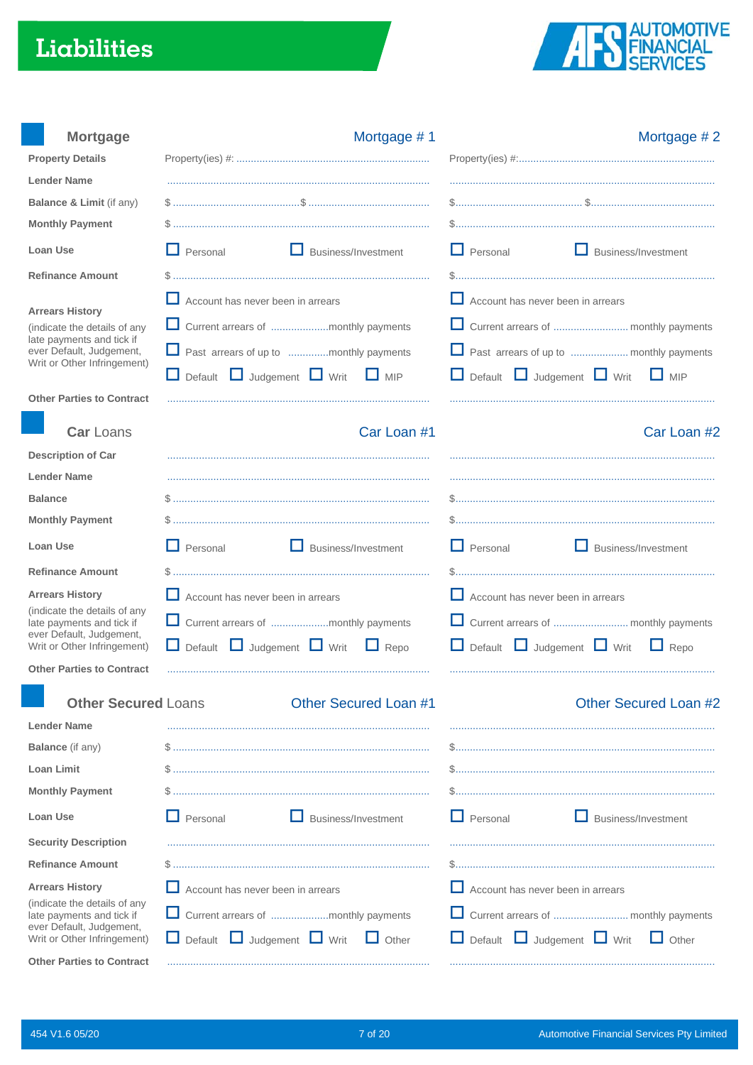# Liabilities

AUTOMOTIVE FINANCIAL SERVICES

## Mortgage

| | Mortgage # 1 | Mortgage # 2 |
|---|---|---|
| **Property Details** | Property(ies) #: ........................ | Property(ies) #: ........................ |
| **Lender Name** | ........................ | ........................ |
| **Balance & Limit** (if any) | $ ............ $ ............ | $ ............ $ ............ |
| **Monthly Payment** | $ ........................ | $ ........................ |
| **Loan Use** | ☐ Personal ☐ Business/Investment | ☐ Personal ☐ Business/Investment |
| **Refinance Amount** | $ ........................ | $ ........................ |
| **Arrears History** (indicate the details of any late payments and tick if ever Default, Judgement, Writ or Other Infringement) | ☐ Account has never been in arrears<br>☐ Current arrears of ............monthly payments<br>☐ Past arrears of up to ............monthly payments<br>☐ Default ☐ Judgement ☐ Writ ☐ MIP | ☐ Account has never been in arrears<br>☐ Current arrears of ............monthly payments<br>☐ Past arrears of up to ............monthly payments<br>☐ Default ☐ Judgement ☐ Writ ☐ MIP |
| **Other Parties to Contract** | ........................ | ........................ |

## Car Loans

| | Car Loan #1 | Car Loan #2 |
|---|---|---|
| **Description of Car** | ........................ | ........................ |
| **Lender Name** | ........................ | ........................ |
| **Balance** | $ ........................ | $ ........................ |
| **Monthly Payment** | $ ........................ | $ ........................ |
| **Loan Use** | ☐ Personal ☐ Business/Investment | ☐ Personal ☐ Business/Investment |
| **Refinance Amount** | $ ........................ | $ ........................ |
| **Arrears History** (indicate the details of any late payments and tick if ever Default, Judgement, Writ or Other Infringement) | ☐ Account has never been in arrears<br>☐ Current arrears of ............monthly payments<br>☐ Default ☐ Judgement ☐ Writ ☐ Repo | ☐ Account has never been in arrears<br>☐ Current arrears of ............monthly payments<br>☐ Default ☐ Judgement ☐ Writ ☐ Repo |
| **Other Parties to Contract** | ........................ | ........................ |

## Other Secured Loans

| | Other Secured Loan #1 | Other Secured Loan #2 |
|---|---|---|
| **Lender Name** | ........................ | ........................ |
| **Balance** (if any) | $ ........................ | $ ........................ |
| **Loan Limit** | $ ........................ | $ ........................ |
| **Monthly Payment** | $ ........................ | $ ........................ |
| **Loan Use** | ☐ Personal ☐ Business/Investment | ☐ Personal ☐ Business/Investment |
| **Security Description** | ........................ | ........................ |
| **Refinance Amount** | $ ........................ | $ ........................ |
| **Arrears History** (indicate the details of any late payments and tick if ever Default, Judgement, Writ or Other Infringement) | ☐ Account has never been in arrears<br>☐ Current arrears of ............monthly payments<br>☐ Default ☐ Judgement ☐ Writ ☐ Other | ☐ Account has never been in arrears<br>☐ Current arrears of ............monthly payments<br>☐ Default ☐ Judgement ☐ Writ ☐ Other |
| **Other Parties to Contract** | ........................ | ........................ |

454 V1.6 05/20 Automotive Financial Services Pty Limited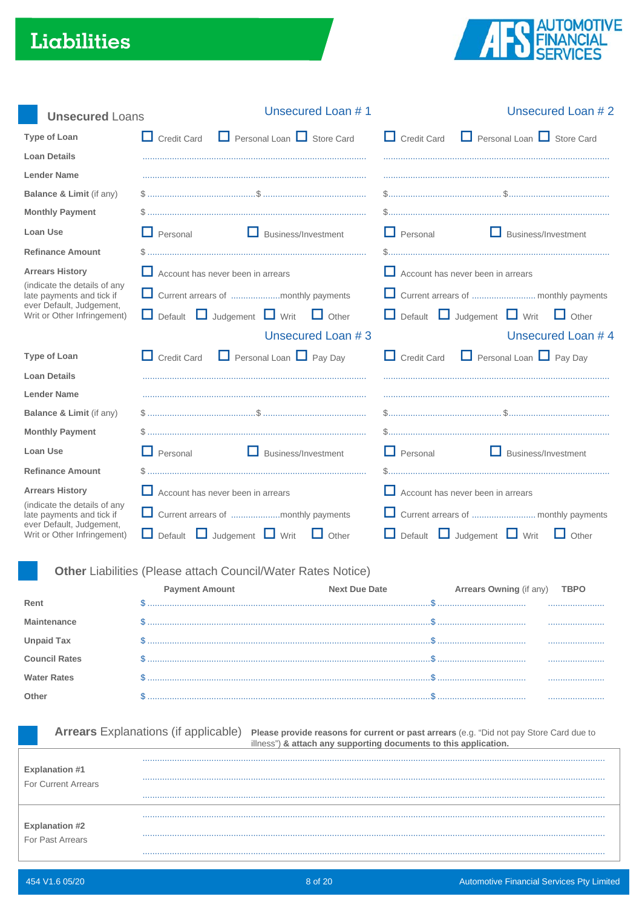# Liabilities

AUTOMOTIVE FINANCIAL SERVICES

## Unsecured Loans

| | Unsecured Loan # 1 | Unsecured Loan # 2 |
|---|---|---|
| **Type of Loan** | ☐ Credit Card ☐ Personal Loan ☐ Store Card | ☐ Credit Card ☐ Personal Loan ☐ Store Card |
| **Loan Details** | ........................................ | ........................................ |
| **Lender Name** | ........................................ | ........................................ |
| **Balance & Limit** (if any) | $ .................... $ .................... | $ .................... $ .................... |
| **Monthly Payment** | $ ........................................ | $ ........................................ |
| **Loan Use** | ☐ Personal ☐ Business/Investment | ☐ Personal ☐ Business/Investment |
| **Refinance Amount** | $ ........................................ | $ ........................................ |
| **Arrears History** (indicate the details of any late payments and tick if ever Default, Judgement, Writ or Other Infringement) | ☐ Account has never been in arrears<br>☐ Current arrears of ....................monthly payments<br>☐ Default ☐ Judgement ☐ Writ ☐ Other | ☐ Account has never been in arrears<br>☐ Current arrears of .......................... monthly payments<br>☐ Default ☐ Judgement ☐ Writ ☐ Other |

| | Unsecured Loan # 3 | Unsecured Loan # 4 |
|---|---|---|
| **Type of Loan** | ☐ Credit Card ☐ Personal Loan ☐ Pay Day | ☐ Credit Card ☐ Personal Loan ☐ Pay Day |
| **Loan Details** | ........................................ | ........................................ |
| **Lender Name** | ........................................ | ........................................ |
| **Balance & Limit** (if any) | $ .................... $ .................... | $ .................... $ .................... |
| **Monthly Payment** | $ ........................................ | $ ........................................ |
| **Loan Use** | ☐ Personal ☐ Business/Investment | ☐ Personal ☐ Business/Investment |
| **Refinance Amount** | $ ........................................ | $ ........................................ |
| **Arrears History** (indicate the details of any late payments and tick if ever Default, Judgement, Writ or Other Infringement) | ☐ Account has never been in arrears<br>☐ Current arrears of ....................monthly payments<br>☐ Default ☐ Judgement ☐ Writ ☐ Other | ☐ Account has never been in arrears<br>☐ Current arrears of .......................... monthly payments<br>☐ Default ☐ Judgement ☐ Writ ☐ Other |

## Other Liabilities (Please attach Council/Water Rates Notice)

| | Payment Amount | Next Due Date | Arrears Owning (if any) | TBPO |
|---|---|---|---|---|
| **Rent** | $ .................... | .................... | $ .................... | .................... |
| **Maintenance** | $ .................... | .................... | $ .................... | .................... |
| **Unpaid Tax** | $ .................... | .................... | $ .................... | .................... |
| **Council Rates** | $ .................... | .................... | $ .................... | .................... |
| **Water Rates** | $ .................... | .................... | $ .................... | .................... |
| **Other** | $ .................... | .................... | $ .................... | .................... |

## Arrears Explanations (if applicable)

**Please provide reasons for current or past arrears** (e.g. "Did not pay Store Card due to illness") **& attach any supporting documents to this application.**

| | |
|---|---|
| **Explanation #1**<br>For Current Arrears | ........................................<br>........................................<br>........................................ |
| **Explanation #2**<br>For Past Arrears | ........................................<br>........................................<br>........................................ |

454 V1.6 05/20 — Automotive Financial Services Pty Limited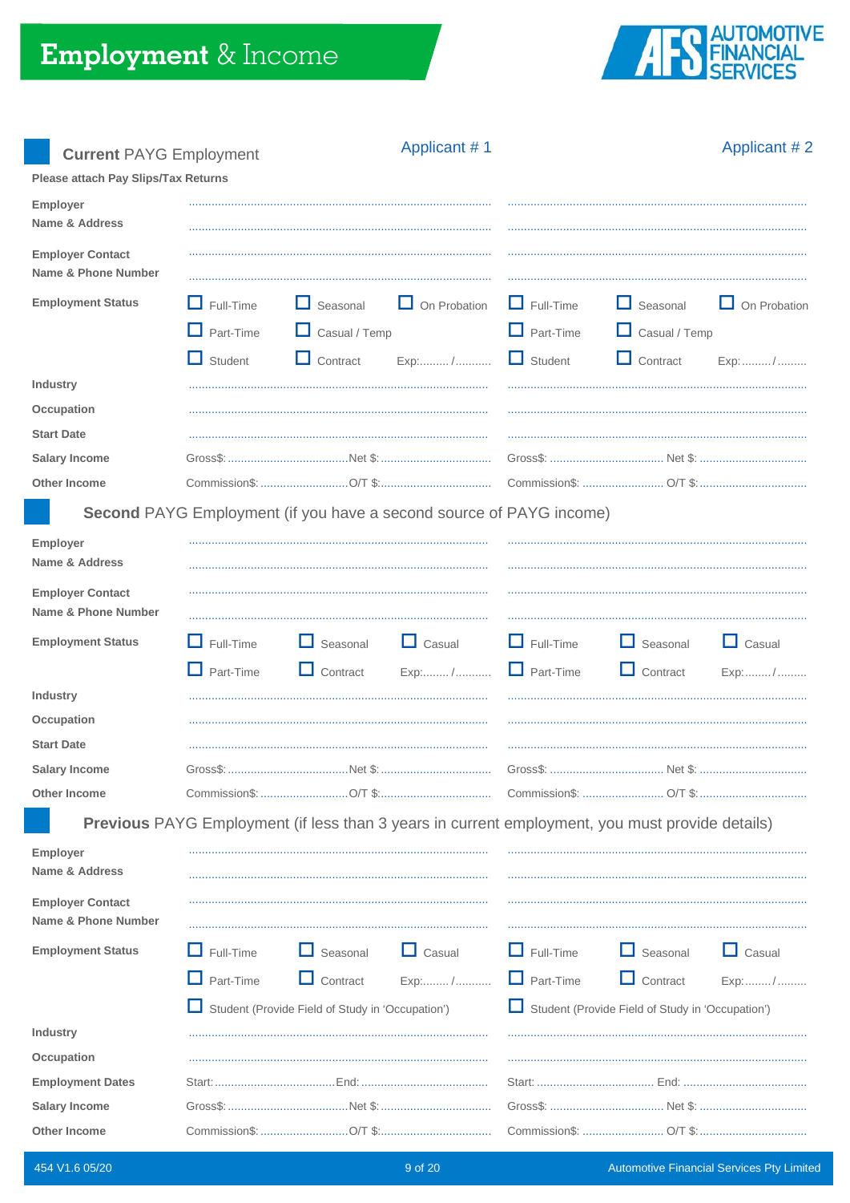# Employment & Income

AUTOMOTIVE FINANCIAL SERVICES

## Current PAYG Employment

Please attach Pay Slips/Tax Returns

| | Applicant # 1 | Applicant # 2 |
|---|---|---|
| Employer Name & Address | ........................................ | ........................................ |
| Employer Contact Name & Phone Number | ........................................ | ........................................ |
| Employment Status | ☐ Full-Time ☐ Seasonal ☐ On Probation ☐ Part-Time ☐ Casual / Temp ☐ Student ☐ Contract Exp:........./.......... | ☐ Full-Time ☐ Seasonal ☐ On Probation ☐ Part-Time ☐ Casual / Temp ☐ Student ☐ Contract Exp:........./......... |
| Industry | ........................................ | ........................................ |
| Occupation | ........................................ | ........................................ |
| Start Date | ........................................ | ........................................ |
| Salary Income | Gross$:..................Net $:.................. | Gross$:..................Net $:.................. |
| Other Income | Commission$:..................O/T $:.................. | Commission$:..................O/T $:.................. |

## Second PAYG Employment (if you have a second source of PAYG income)

| | Applicant # 1 | Applicant # 2 |
|---|---|---|
| Employer Name & Address | ........................................ | ........................................ |
| Employer Contact Name & Phone Number | ........................................ | ........................................ |
| Employment Status | ☐ Full-Time ☐ Seasonal ☐ Casual ☐ Part-Time ☐ Contract Exp:......../.......... | ☐ Full-Time ☐ Seasonal ☐ Casual ☐ Part-Time ☐ Contract Exp:......../......... |
| Industry | ........................................ | ........................................ |
| Occupation | ........................................ | ........................................ |
| Start Date | ........................................ | ........................................ |
| Salary Income | Gross$:..................Net $:.................. | Gross$:..................Net $:.................. |
| Other Income | Commission$:..................O/T $:.................. | Commission$:..................O/T $:.................. |

## Previous PAYG Employment (if less than 3 years in current employment, you must provide details)

| | Applicant # 1 | Applicant # 2 |
|---|---|---|
| Employer Name & Address | ........................................ | ........................................ |
| Employer Contact Name & Phone Number | ........................................ | ........................................ |
| Employment Status | ☐ Full-Time ☐ Seasonal ☐ Casual ☐ Part-Time ☐ Contract Exp:......../.......... ☐ Student (Provide Field of Study in 'Occupation') | ☐ Full-Time ☐ Seasonal ☐ Casual ☐ Part-Time ☐ Contract Exp:......../......... ☐ Student (Provide Field of Study in 'Occupation') |
| Industry | ........................................ | ........................................ |
| Occupation | ........................................ | ........................................ |
| Employment Dates | Start:..................End:.................. | Start:..................End:.................. |
| Salary Income | Gross$:..................Net $:.................. | Gross$:..................Net $:.................. |
| Other Income | Commission$:..................O/T $:.................. | Commission$:..................O/T $:.................. |

454 V1.6 05/20

Automotive Financial Services Pty Limited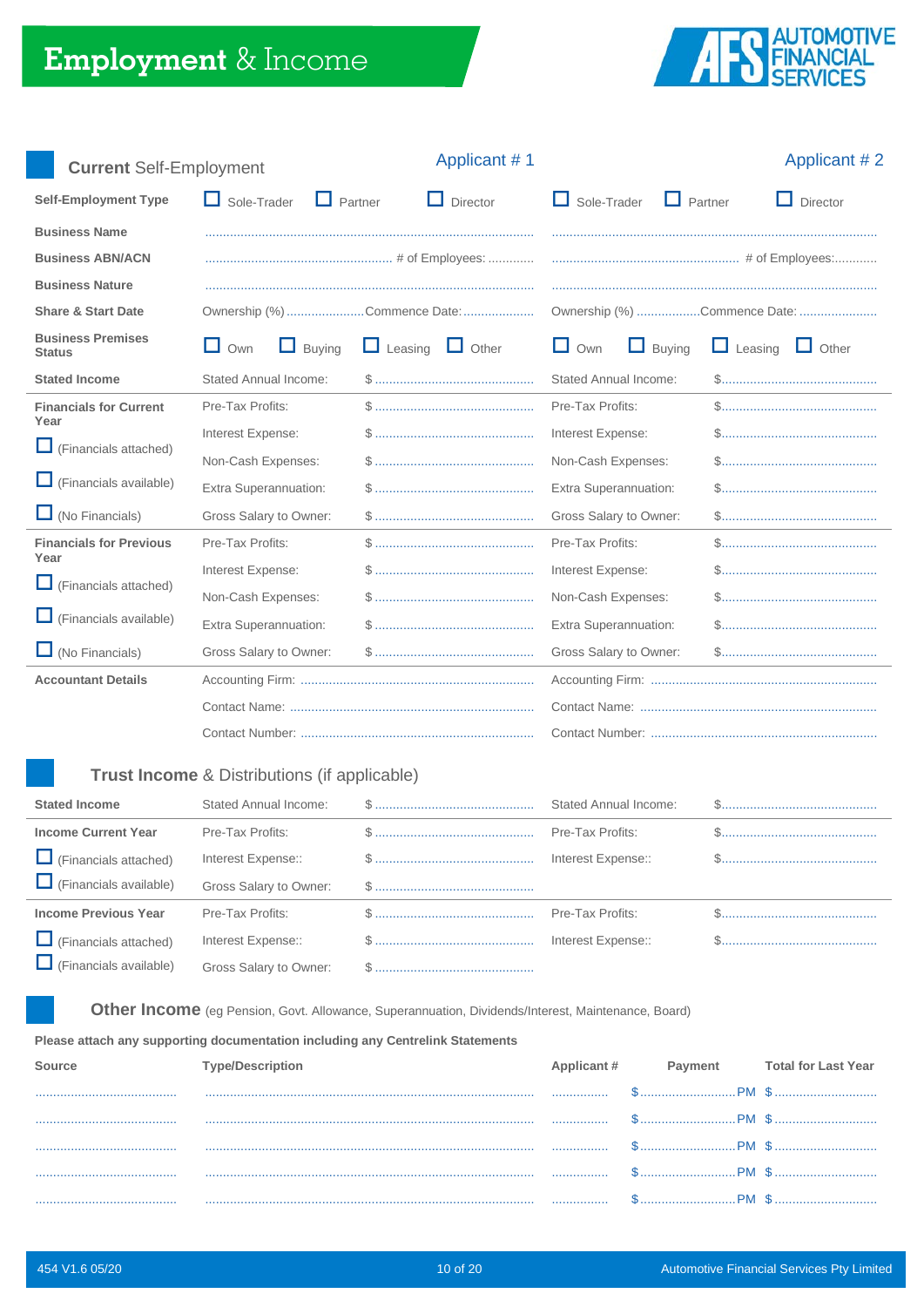# Employment & Income

AFS AUTOMOTIVE FINANCIAL SERVICES

## Current Self-Employment

| | Applicant # 1 | | Applicant # 2 | |
|---|---|---|---|---|
| **Self-Employment Type** | ☐ Sole-Trader ☐ Partner ☐ Director | | ☐ Sole-Trader ☐ Partner ☐ Director | |
| **Business Name** | .................................................... | | .................................................... | |
| **Business ABN/ACN** | .................................. # of Employees: ............ | | .................................. # of Employees:............ | |
| **Business Nature** | .................................................... | | .................................................... | |
| **Share & Start Date** | Ownership (%) ....................Commence Date:.................... | | Ownership (%) ..................Commence Date: ...................... | |
| **Business Premises Status** | ☐ Own ☐ Buying ☐ Leasing ☐ Other | | ☐ Own ☐ Buying ☐ Leasing ☐ Other | |
| **Stated Income** | Stated Annual Income: | $ ........................ | Stated Annual Income: | $........................ |
| **Financials for Current Year** | Pre-Tax Profits: | $ ........................ | Pre-Tax Profits: | $........................ |
| ☐ (Financials attached) | Interest Expense: | $ ........................ | Interest Expense: | $........................ |
| ☐ (Financials available) | Non-Cash Expenses: | $ ........................ | Non-Cash Expenses: | $........................ |
| ☐ (No Financials) | Extra Superannuation: | $ ........................ | Extra Superannuation: | $........................ |
| | Gross Salary to Owner: | $ ........................ | Gross Salary to Owner: | $........................ |
| **Financials for Previous Year** | Pre-Tax Profits: | $ ........................ | Pre-Tax Profits: | $........................ |
| ☐ (Financials attached) | Interest Expense: | $ ........................ | Interest Expense: | $........................ |
| ☐ (Financials available) | Non-Cash Expenses: | $ ........................ | Non-Cash Expenses: | $........................ |
| ☐ (No Financials) | Extra Superannuation: | $ ........................ | Extra Superannuation: | $........................ |
| | Gross Salary to Owner: | $ ........................ | Gross Salary to Owner: | $........................ |
| **Accountant Details** | Accounting Firm: ........................ | | Accounting Firm: ........................ | |
| | Contact Name: ........................ | | Contact Name: ........................ | |
| | Contact Number: ........................ | | Contact Number: ........................ | |

## Trust Income & Distributions (if applicable)

| | | | | |
|---|---|---|---|---|
| **Stated Income** | Stated Annual Income: | $ ........................ | Stated Annual Income: | $........................ |
| **Income Current Year** | Pre-Tax Profits: | $ ........................ | Pre-Tax Profits: | $........................ |
| ☐ (Financials attached) | Interest Expense:: | $ ........................ | Interest Expense:: | $........................ |
| ☐ (Financials available) | Gross Salary to Owner: | $ ........................ | | |
| **Income Previous Year** | Pre-Tax Profits: | $ ........................ | Pre-Tax Profits: | $........................ |
| ☐ (Financials attached) | Interest Expense:: | $ ........................ | Interest Expense:: | $........................ |
| ☐ (Financials available) | Gross Salary to Owner: | $ ........................ | | |

## Other Income (eg Pension, Govt. Allowance, Superannuation, Dividends/Interest, Maintenance, Board)

**Please attach any supporting documentation including any Centrelink Statements**

| Source | Type/Description | Applicant # | Payment | Total for Last Year |
|---|---|---|---|---|
| ..................... | .................................................... | ........... | $....................PM | $........................ |
| ..................... | .................................................... | ........... | $....................PM | $........................ |
| ..................... | .................................................... | ........... | $....................PM | $........................ |
| ..................... | .................................................... | ........... | $....................PM | $........................ |
| ..................... | .................................................... | ........... | $....................PM | $........................ |

454 V1.6 05/20

Automotive Financial Services Pty Limited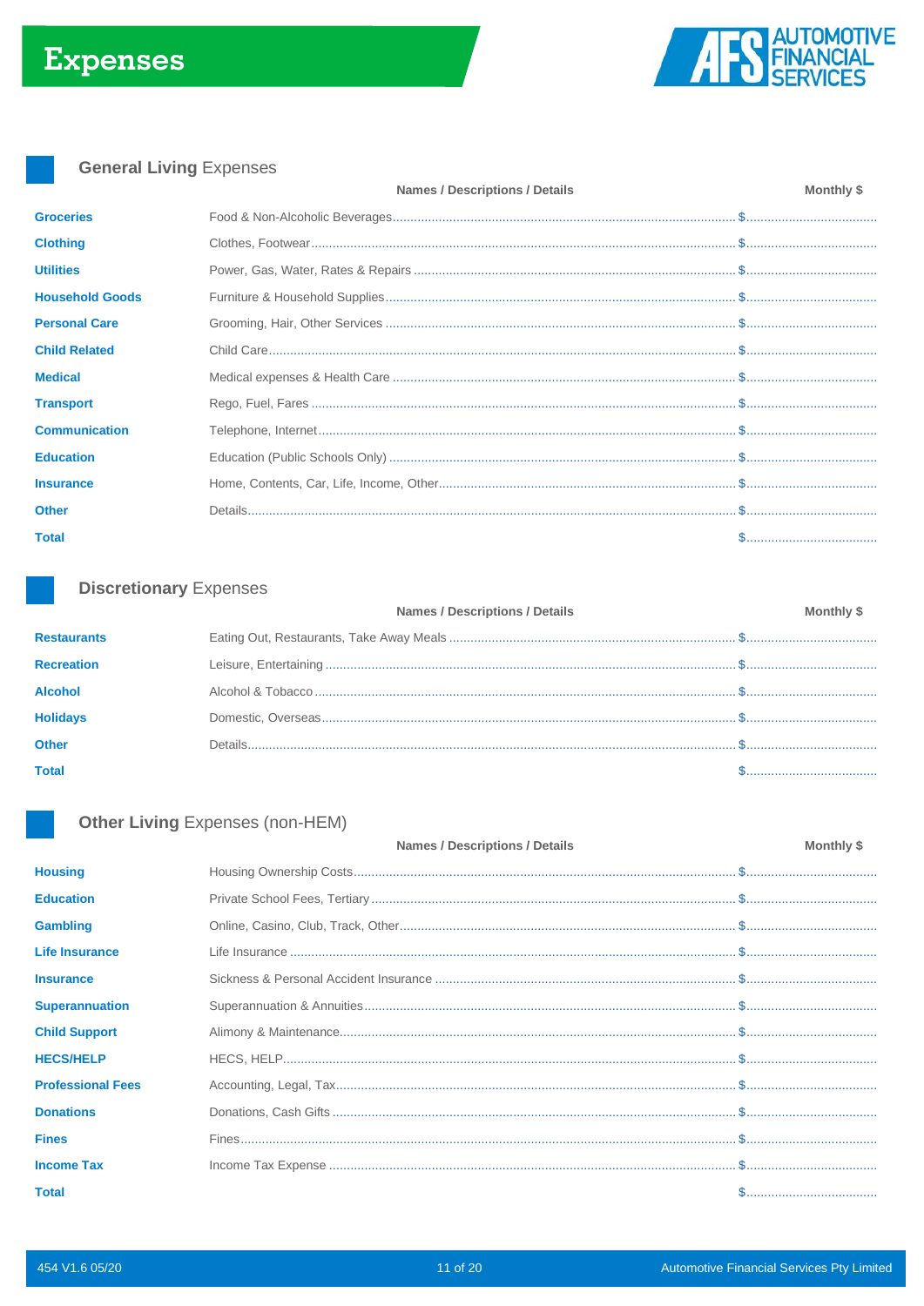# Expenses

## General Living Expenses

| | Names / Descriptions / Details | Monthly $ |
|---|---|---|
| **Groceries** | Food & Non-Alcoholic Beverages | $ |
| **Clothing** | Clothes, Footwear | $ |
| **Utilities** | Power, Gas, Water, Rates & Repairs | $ |
| **Household Goods** | Furniture & Household Supplies | $ |
| **Personal Care** | Grooming, Hair, Other Services | $ |
| **Child Related** | Child Care | $ |
| **Medical** | Medical expenses & Health Care | $ |
| **Transport** | Rego, Fuel, Fares | $ |
| **Communication** | Telephone, Internet | $ |
| **Education** | Education (Public Schools Only) | $ |
| **Insurance** | Home, Contents, Car, Life, Income, Other | $ |
| **Other** | Details | $ |
| **Total** | | $ |

## Discretionary Expenses

| | Names / Descriptions / Details | Monthly $ |
|---|---|---|
| **Restaurants** | Eating Out, Restaurants, Take Away Meals | $ |
| **Recreation** | Leisure, Entertaining | $ |
| **Alcohol** | Alcohol & Tobacco | $ |
| **Holidays** | Domestic, Overseas | $ |
| **Other** | Details | $ |
| **Total** | | $ |

## Other Living Expenses (non-HEM)

| | Names / Descriptions / Details | Monthly $ |
|---|---|---|
| **Housing** | Housing Ownership Costs | $ |
| **Education** | Private School Fees, Tertiary | $ |
| **Gambling** | Online, Casino, Club, Track, Other | $ |
| **Life Insurance** | Life Insurance | $ |
| **Insurance** | Sickness & Personal Accident Insurance | $ |
| **Superannuation** | Superannuation & Annuities | $ |
| **Child Support** | Alimony & Maintenance | $ |
| **HECS/HELP** | HECS, HELP | $ |
| **Professional Fees** | Accounting, Legal, Tax | $ |
| **Donations** | Donations, Cash Gifts | $ |
| **Fines** | Fines | $ |
| **Income Tax** | Income Tax Expense | $ |
| **Total** | | $ |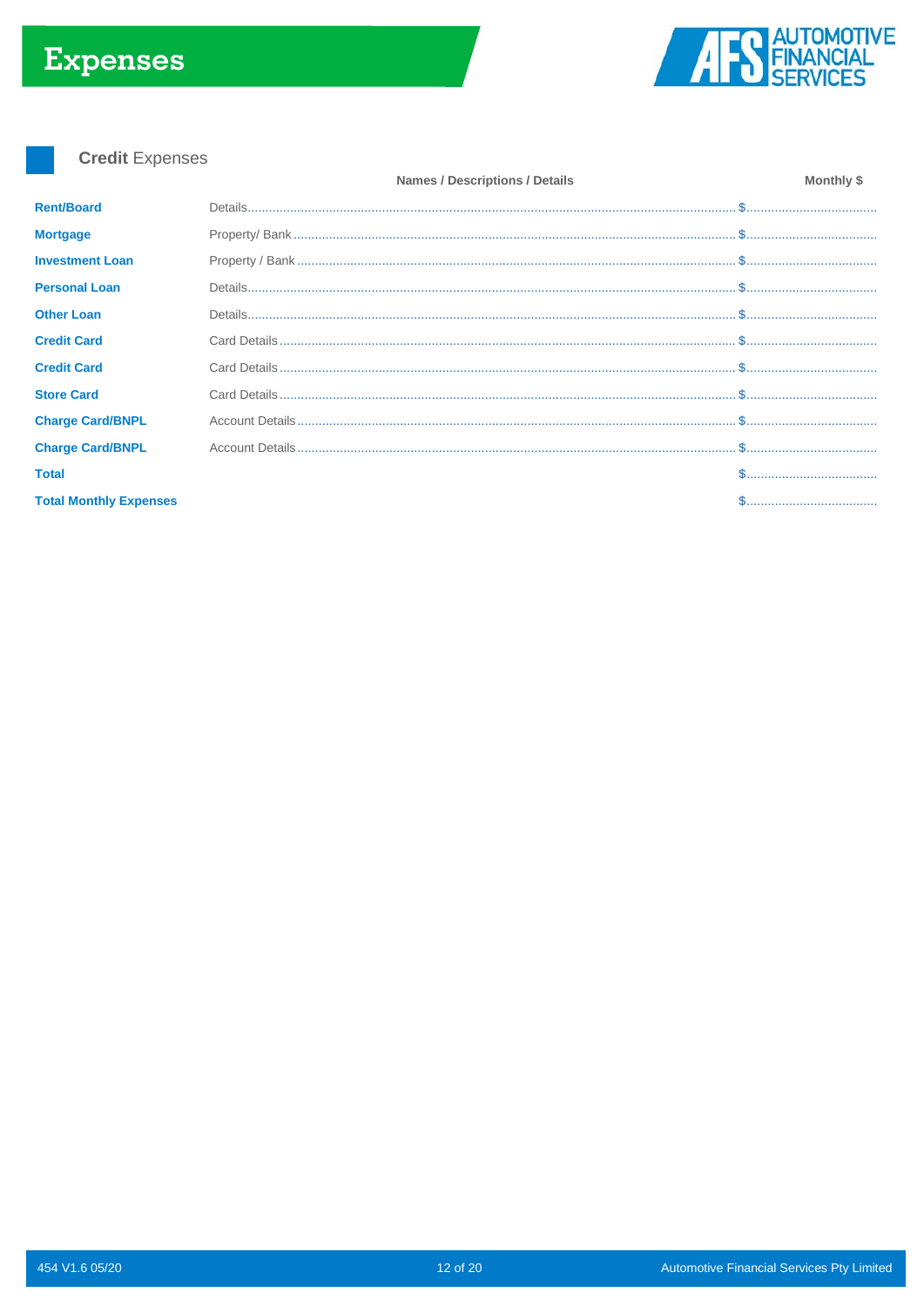# Expenses

## **Credit** Expenses

| | Names / Descriptions / Details | Monthly $ |
|---|---|---|
| **Rent/Board** | Details | $ |
| **Mortgage** | Property/ Bank | $ |
| **Investment Loan** | Property / Bank | $ |
| **Personal Loan** | Details | $ |
| **Other Loan** | Details | $ |
| **Credit Card** | Card Details | $ |
| **Credit Card** | Card Details | $ |
| **Store Card** | Card Details | $ |
| **Charge Card/BNPL** | Account Details | $ |
| **Charge Card/BNPL** | Account Details | $ |
| **Total** | | $ |
| **Total Monthly Expenses** | | $ |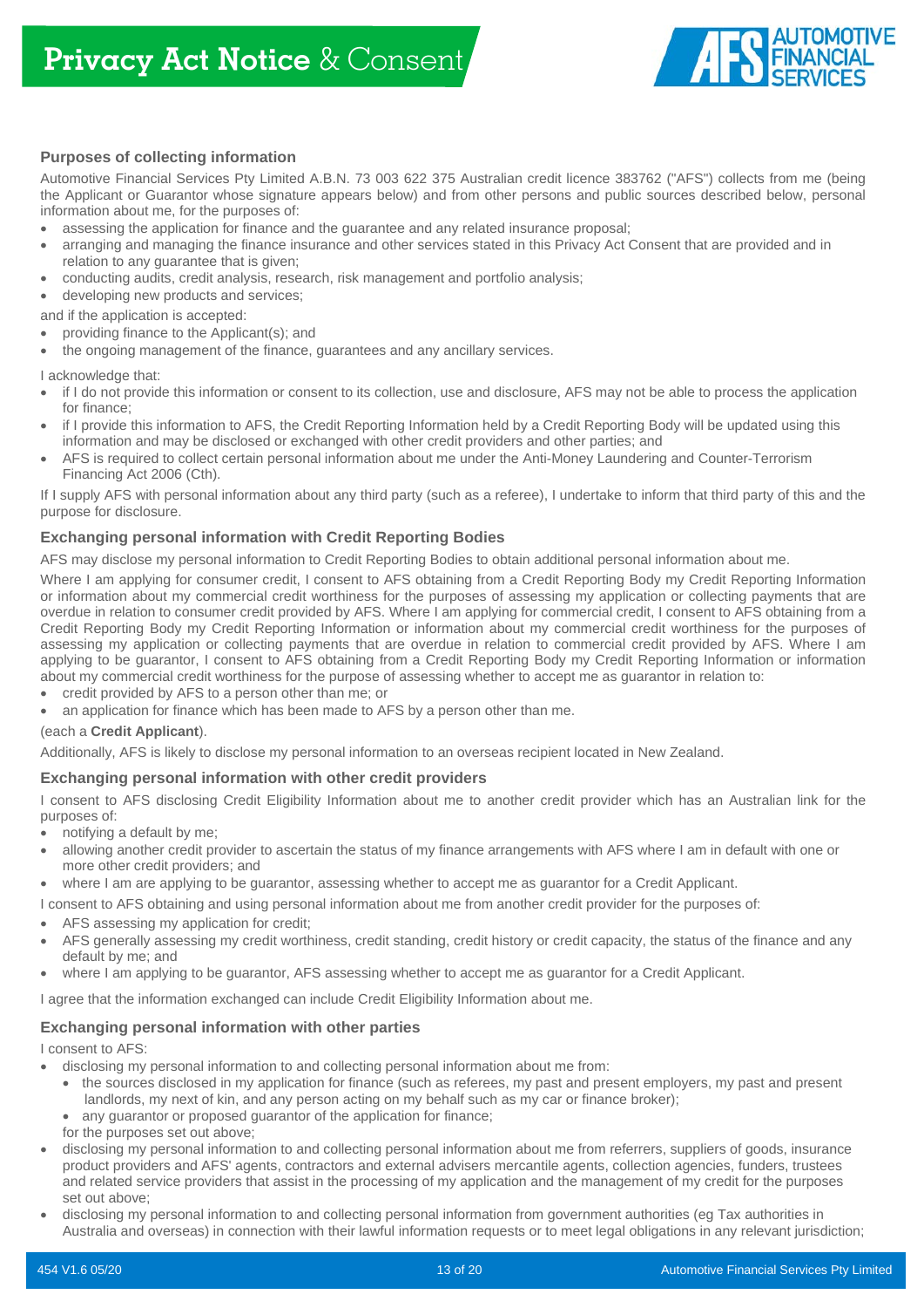# Privacy Act Notice & Consent

## Purposes of collecting information

Automotive Financial Services Pty Limited A.B.N. 73 003 622 375 Australian credit licence 383762 ("AFS") collects from me (being the Applicant or Guarantor whose signature appears below) and from other persons and public sources described below, personal information about me, for the purposes of:

- assessing the application for finance and the guarantee and any related insurance proposal;
- arranging and managing the finance insurance and other services stated in this Privacy Act Consent that are provided and in relation to any guarantee that is given;
- conducting audits, credit analysis, research, risk management and portfolio analysis;
- developing new products and services;

and if the application is accepted:

- providing finance to the Applicant(s); and
- the ongoing management of the finance, guarantees and any ancillary services.

I acknowledge that:

- if I do not provide this information or consent to its collection, use and disclosure, AFS may not be able to process the application for finance;
- if I provide this information to AFS, the Credit Reporting Information held by a Credit Reporting Body will be updated using this information and may be disclosed or exchanged with other credit providers and other parties; and
- AFS is required to collect certain personal information about me under the Anti-Money Laundering and Counter-Terrorism Financing Act 2006 (Cth).

If I supply AFS with personal information about any third party (such as a referee), I undertake to inform that third party of this and the purpose for disclosure.

## Exchanging personal information with Credit Reporting Bodies

AFS may disclose my personal information to Credit Reporting Bodies to obtain additional personal information about me.

Where I am applying for consumer credit, I consent to AFS obtaining from a Credit Reporting Body my Credit Reporting Information or information about my commercial credit worthiness for the purposes of assessing my application or collecting payments that are overdue in relation to consumer credit provided by AFS. Where I am applying for commercial credit, I consent to AFS obtaining from a Credit Reporting Body my Credit Reporting Information or information about my commercial credit worthiness for the purposes of assessing my application or collecting payments that are overdue in relation to commercial credit provided by AFS. Where I am applying to be guarantor, I consent to AFS obtaining from a Credit Reporting Body my Credit Reporting Information or information about my commercial credit worthiness for the purpose of assessing whether to accept me as guarantor in relation to:

- credit provided by AFS to a person other than me; or
- an application for finance which has been made to AFS by a person other than me.

(each a **Credit Applicant**).

Additionally, AFS is likely to disclose my personal information to an overseas recipient located in New Zealand.

## Exchanging personal information with other credit providers

I consent to AFS disclosing Credit Eligibility Information about me to another credit provider which has an Australian link for the purposes of:

- notifying a default by me;
- allowing another credit provider to ascertain the status of my finance arrangements with AFS where I am in default with one or more other credit providers; and
- where I am are applying to be guarantor, assessing whether to accept me as guarantor for a Credit Applicant.

I consent to AFS obtaining and using personal information about me from another credit provider for the purposes of:

- AFS assessing my application for credit;
- AFS generally assessing my credit worthiness, credit standing, credit history or credit capacity, the status of the finance and any default by me; and
- where I am applying to be guarantor, AFS assessing whether to accept me as guarantor for a Credit Applicant.

I agree that the information exchanged can include Credit Eligibility Information about me.

## Exchanging personal information with other parties

I consent to AFS:

- disclosing my personal information to and collecting personal information about me from:
  - the sources disclosed in my application for finance (such as referees, my past and present employers, my past and present landlords, my next of kin, and any person acting on my behalf such as my car or finance broker);
  - any guarantor or proposed guarantor of the application for finance;

  for the purposes set out above;
- disclosing my personal information to and collecting personal information about me from referrers, suppliers of goods, insurance product providers and AFS' agents, contractors and external advisers mercantile agents, collection agencies, funders, trustees and related service providers that assist in the processing of my application and the management of my credit for the purposes set out above;
- disclosing my personal information to and collecting personal information from government authorities (eg Tax authorities in Australia and overseas) in connection with their lawful information requests or to meet legal obligations in any relevant jurisdiction;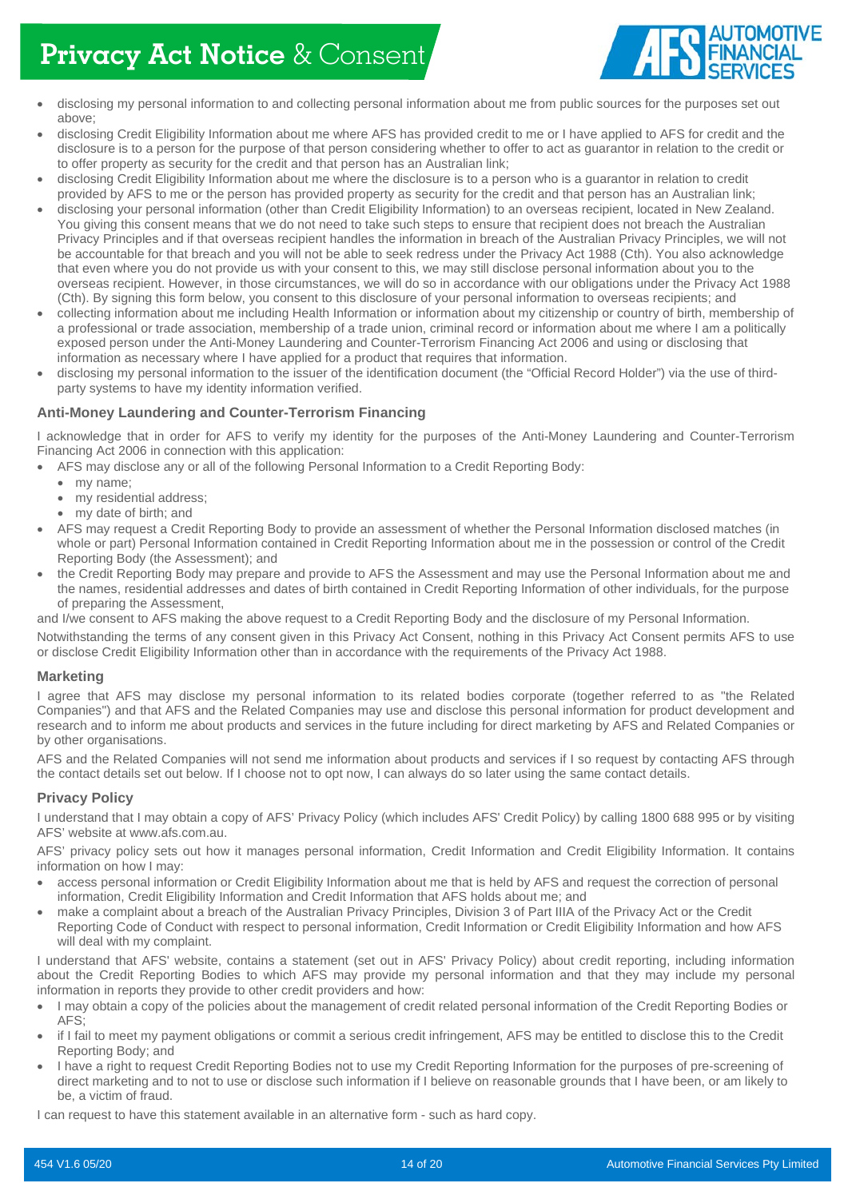- disclosing my personal information to and collecting personal information about me from public sources for the purposes set out above;
- disclosing Credit Eligibility Information about me where AFS has provided credit to me or I have applied to AFS for credit and the disclosure is to a person for the purpose of that person considering whether to offer to act as guarantor in relation to the credit or to offer property as security for the credit and that person has an Australian link;
- disclosing Credit Eligibility Information about me where the disclosure is to a person who is a guarantor in relation to credit provided by AFS to me or the person has provided property as security for the credit and that person has an Australian link;
- disclosing your personal information (other than Credit Eligibility Information) to an overseas recipient, located in New Zealand. You giving this consent means that we do not need to take such steps to ensure that recipient does not breach the Australian Privacy Principles and if that overseas recipient handles the information in breach of the Australian Privacy Principles, we will not be accountable for that breach and you will not be able to seek redress under the Privacy Act 1988 (Cth). You also acknowledge that even where you do not provide us with your consent to this, we may still disclose personal information about you to the overseas recipient. However, in those circumstances, we will do so in accordance with our obligations under the Privacy Act 1988 (Cth). By signing this form below, you consent to this disclosure of your personal information to overseas recipients; and
- collecting information about me including Health Information or information about my citizenship or country of birth, membership of a professional or trade association, membership of a trade union, criminal record or information about me where I am a politically exposed person under the Anti-Money Laundering and Counter-Terrorism Financing Act 2006 and using or disclosing that information as necessary where I have applied for a product that requires that information.
- disclosing my personal information to the issuer of the identification document (the "Official Record Holder") via the use of third-party systems to have my identity information verified.

### Anti-Money Laundering and Counter-Terrorism Financing

I acknowledge that in order for AFS to verify my identity for the purposes of the Anti-Money Laundering and Counter-Terrorism Financing Act 2006 in connection with this application:

- AFS may disclose any or all of the following Personal Information to a Credit Reporting Body:
  - my name;
  - my residential address;
  - my date of birth; and
- AFS may request a Credit Reporting Body to provide an assessment of whether the Personal Information disclosed matches (in whole or part) Personal Information contained in Credit Reporting Information about me in the possession or control of the Credit Reporting Body (the Assessment); and
- the Credit Reporting Body may prepare and provide to AFS the Assessment and may use the Personal Information about me and the names, residential addresses and dates of birth contained in Credit Reporting Information of other individuals, for the purpose of preparing the Assessment,

and I/we consent to AFS making the above request to a Credit Reporting Body and the disclosure of my Personal Information.

Notwithstanding the terms of any consent given in this Privacy Act Consent, nothing in this Privacy Act Consent permits AFS to use or disclose Credit Eligibility Information other than in accordance with the requirements of the Privacy Act 1988.

### Marketing

I agree that AFS may disclose my personal information to its related bodies corporate (together referred to as "the Related Companies") and that AFS and the Related Companies may use and disclose this personal information for product development and research and to inform me about products and services in the future including for direct marketing by AFS and Related Companies or by other organisations.

AFS and the Related Companies will not send me information about products and services if I so request by contacting AFS through the contact details set out below. If I choose not to opt now, I can always do so later using the same contact details.

### Privacy Policy

I understand that I may obtain a copy of AFS' Privacy Policy (which includes AFS' Credit Policy) by calling 1800 688 995 or by visiting AFS' website at www.afs.com.au.

AFS' privacy policy sets out how it manages personal information, Credit Information and Credit Eligibility Information. It contains information on how I may:

- access personal information or Credit Eligibility Information about me that is held by AFS and request the correction of personal information, Credit Eligibility Information and Credit Information that AFS holds about me; and
- make a complaint about a breach of the Australian Privacy Principles, Division 3 of Part IIIA of the Privacy Act or the Credit Reporting Code of Conduct with respect to personal information, Credit Information or Credit Eligibility Information and how AFS will deal with my complaint.

I understand that AFS' website, contains a statement (set out in AFS' Privacy Policy) about credit reporting, including information about the Credit Reporting Bodies to which AFS may provide my personal information and that they may include my personal information in reports they provide to other credit providers and how:

- I may obtain a copy of the policies about the management of credit related personal information of the Credit Reporting Bodies or AFS;
- if I fail to meet my payment obligations or commit a serious credit infringement, AFS may be entitled to disclose this to the Credit Reporting Body; and
- I have a right to request Credit Reporting Bodies not to use my Credit Reporting Information for the purposes of pre-screening of direct marketing and to not to use or disclose such information if I believe on reasonable grounds that I have been, or am likely to be, a victim of fraud.

I can request to have this statement available in an alternative form - such as hard copy.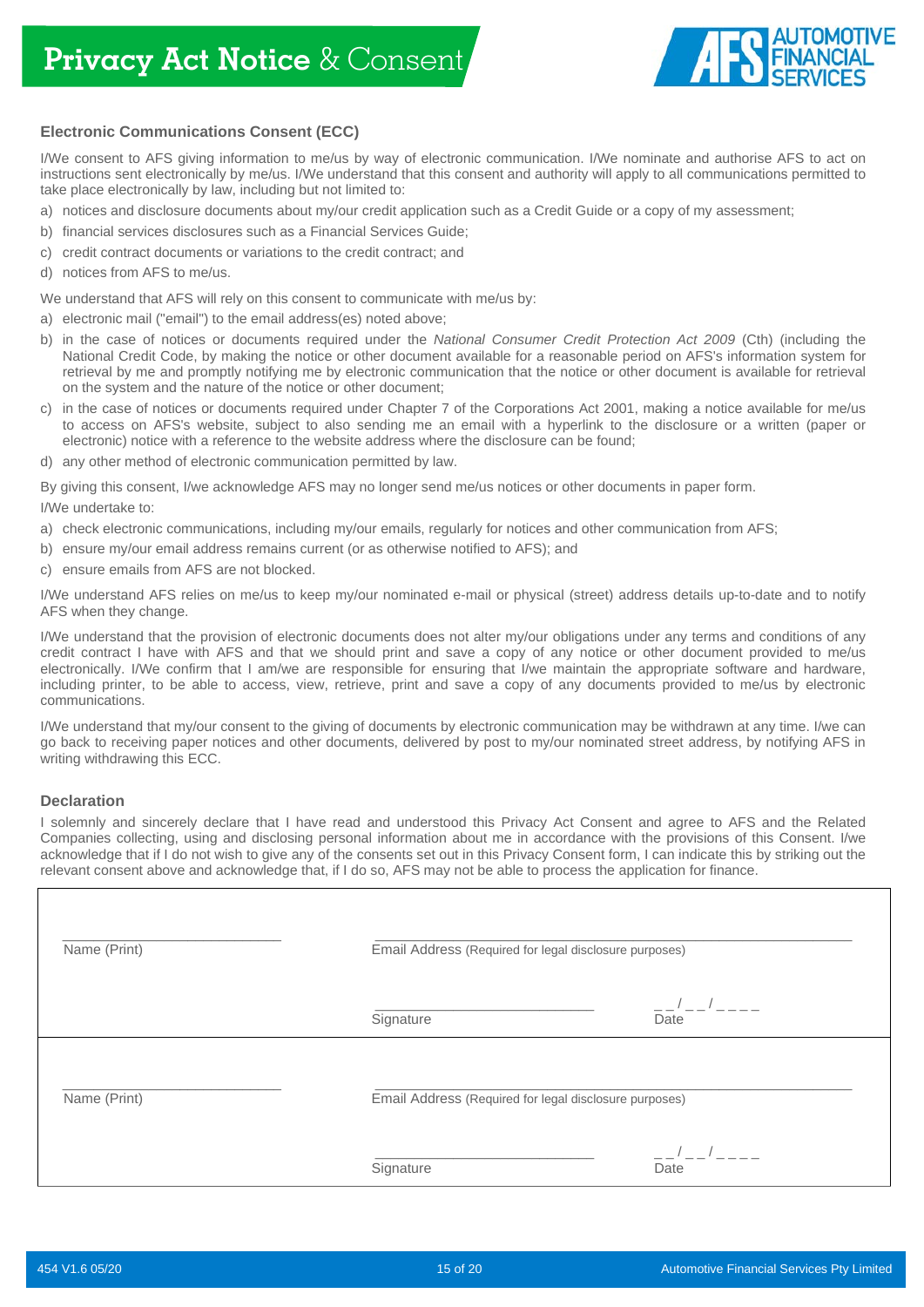# Privacy Act Notice & Consent

AUTOMOTIVE FINANCIAL SERVICES

### Electronic Communications Consent (ECC)

I/We consent to AFS giving information to me/us by way of electronic communication. I/We nominate and authorise AFS to act on instructions sent electronically by me/us. I/We understand that this consent and authority will apply to all communications permitted to take place electronically by law, including but not limited to:

a) notices and disclosure documents about my/our credit application such as a Credit Guide or a copy of my assessment;
b) financial services disclosures such as a Financial Services Guide;
c) credit contract documents or variations to the credit contract; and
d) notices from AFS to me/us.

We understand that AFS will rely on this consent to communicate with me/us by:

a) electronic mail ("email") to the email address(es) noted above;
b) in the case of notices or documents required under the *National Consumer Credit Protection Act 2009* (Cth) (including the National Credit Code, by making the notice or other document available for a reasonable period on AFS's information system for retrieval by me and promptly notifying me by electronic communication that the notice or other document is available for retrieval on the system and the nature of the notice or other document;
c) in the case of notices or documents required under Chapter 7 of the Corporations Act 2001, making a notice available for me/us to access on AFS's website, subject to also sending me an email with a hyperlink to the disclosure or a written (paper or electronic) notice with a reference to the website address where the disclosure can be found;
d) any other method of electronic communication permitted by law.

By giving this consent, I/we acknowledge AFS may no longer send me/us notices or other documents in paper form.

I/We undertake to:

a) check electronic communications, including my/our emails, regularly for notices and other communication from AFS;
b) ensure my/our email address remains current (or as otherwise notified to AFS); and
c) ensure emails from AFS are not blocked.

I/We understand AFS relies on me/us to keep my/our nominated e-mail or physical (street) address details up-to-date and to notify AFS when they change.

I/We understand that the provision of electronic documents does not alter my/our obligations under any terms and conditions of any credit contract I have with AFS and that we should print and save a copy of any notice or other document provided to me/us electronically. I/We confirm that I am/we are responsible for ensuring that I/we maintain the appropriate software and hardware, including printer, to be able to access, view, retrieve, print and save a copy of any documents provided to me/us by electronic communications.

I/We understand that my/our consent to the giving of documents by electronic communication may be withdrawn at any time. I/we can go back to receiving paper notices and other documents, delivered by post to my/our nominated street address, by notifying AFS in writing withdrawing this ECC.

### Declaration

I solemnly and sincerely declare that I have read and understood this Privacy Act Consent and agree to AFS and the Related Companies collecting, using and disclosing personal information about me in accordance with the provisions of this Consent. I/we acknowledge that if I do not wish to give any of the consents set out in this Privacy Consent form, I can indicate this by striking out the relevant consent above and acknowledge that, if I do so, AFS may not be able to process the application for finance.

| | | |
|---|---|---|
| ____________________ Name (Print) | ____________________ Email Address (Required for legal disclosure purposes) | |
| | ____________________ Signature | __/__/____ Date |
| ____________________ Name (Print) | ____________________ Email Address (Required for legal disclosure purposes) | |
| | ____________________ Signature | __/__/____ Date |

454 V1.6 05/20 — Automotive Financial Services Pty Limited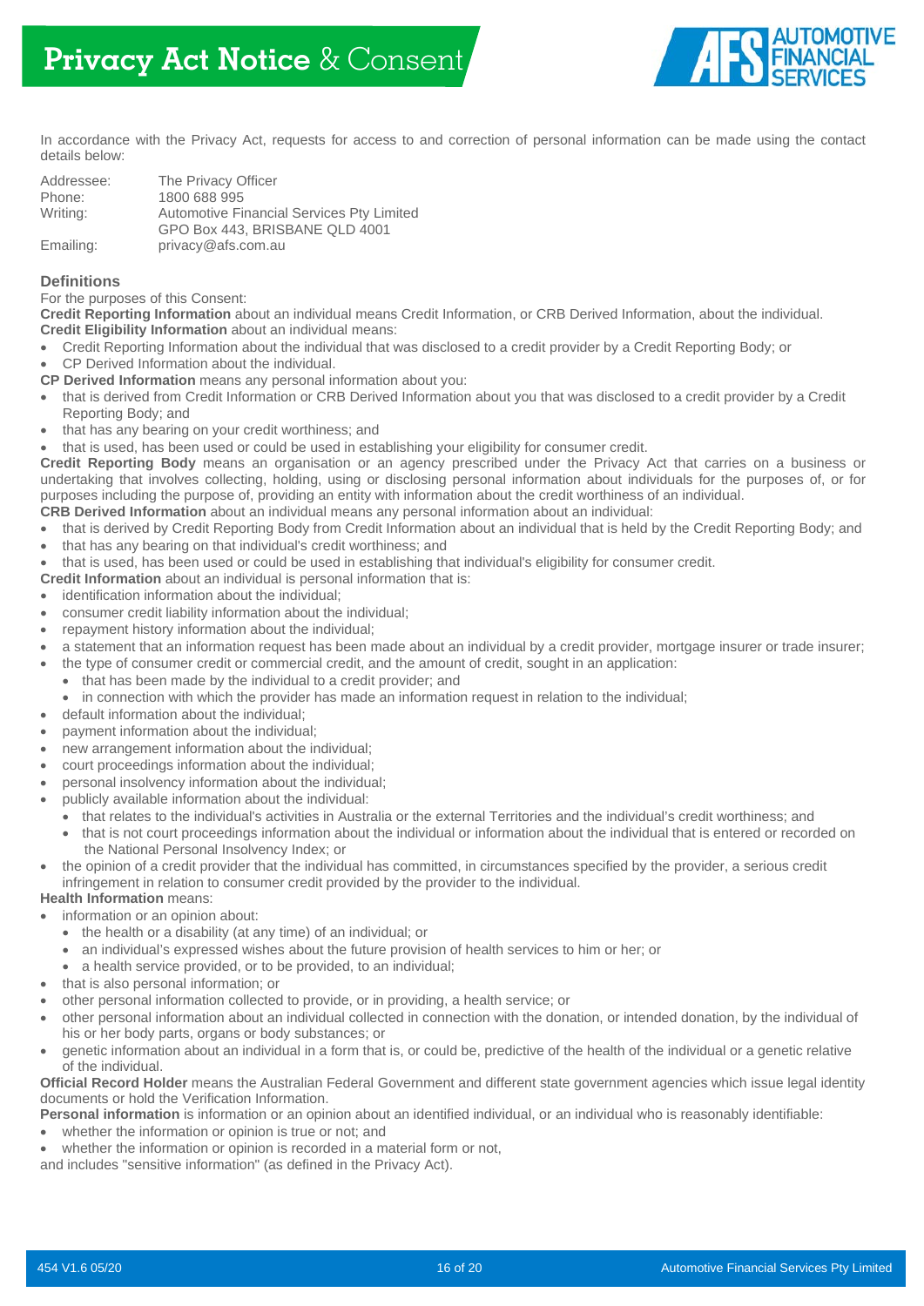# Privacy Act Notice & Consent

In accordance with the Privacy Act, requests for access to and correction of personal information can be made using the contact details below:

| | |
|---|---|
| Addressee: | The Privacy Officer |
| Phone: | 1800 688 995 |
| Writing: | Automotive Financial Services Pty Limited<br>GPO Box 443, BRISBANE QLD 4001 |
| Emailing: | privacy@afs.com.au |

## Definitions

For the purposes of this Consent:

**Credit Reporting Information** about an individual means Credit Information, or CRB Derived Information, about the individual.

**Credit Eligibility Information** about an individual means:

- Credit Reporting Information about the individual that was disclosed to a credit provider by a Credit Reporting Body; or
- CP Derived Information about the individual.

**CP Derived Information** means any personal information about you:

- that is derived from Credit Information or CRB Derived Information about you that was disclosed to a credit provider by a Credit Reporting Body; and
- that has any bearing on your credit worthiness; and
- that is used, has been used or could be used in establishing your eligibility for consumer credit.

**Credit Reporting Body** means an organisation or an agency prescribed under the Privacy Act that carries on a business or undertaking that involves collecting, holding, using or disclosing personal information about individuals for the purposes of, or for purposes including the purpose of, providing an entity with information about the credit worthiness of an individual.

**CRB Derived Information** about an individual means any personal information about an individual:

- that is derived by Credit Reporting Body from Credit Information about an individual that is held by the Credit Reporting Body; and
- that has any bearing on that individual's credit worthiness; and
- that is used, has been used or could be used in establishing that individual's eligibility for consumer credit.

**Credit Information** about an individual is personal information that is:

- identification information about the individual;
- consumer credit liability information about the individual;
- repayment history information about the individual;
- a statement that an information request has been made about an individual by a credit provider, mortgage insurer or trade insurer;
- the type of consumer credit or commercial credit, and the amount of credit, sought in an application:
  - that has been made by the individual to a credit provider; and
  - in connection with which the provider has made an information request in relation to the individual;
- default information about the individual;
- payment information about the individual;
- new arrangement information about the individual;
- court proceedings information about the individual;
- personal insolvency information about the individual;
- publicly available information about the individual:
  - that relates to the individual's activities in Australia or the external Territories and the individual's credit worthiness; and
  - that is not court proceedings information about the individual or information about the individual that is entered or recorded on the National Personal Insolvency Index; or
- the opinion of a credit provider that the individual has committed, in circumstances specified by the provider, a serious credit infringement in relation to consumer credit provided by the provider to the individual.

**Health Information** means:

- information or an opinion about:
  - the health or a disability (at any time) of an individual; or
  - an individual's expressed wishes about the future provision of health services to him or her; or
  - a health service provided, or to be provided, to an individual;
- that is also personal information; or
- other personal information collected to provide, or in providing, a health service; or
- other personal information about an individual collected in connection with the donation, or intended donation, by the individual of his or her body parts, organs or body substances; or
- genetic information about an individual in a form that is, or could be, predictive of the health of the individual or a genetic relative of the individual.

**Official Record Holder** means the Australian Federal Government and different state government agencies which issue legal identity documents or hold the Verification Information.

**Personal information** is information or an opinion about an identified individual, or an individual who is reasonably identifiable:

- whether the information or opinion is true or not; and
- whether the information or opinion is recorded in a material form or not,

and includes "sensitive information" (as defined in the Privacy Act).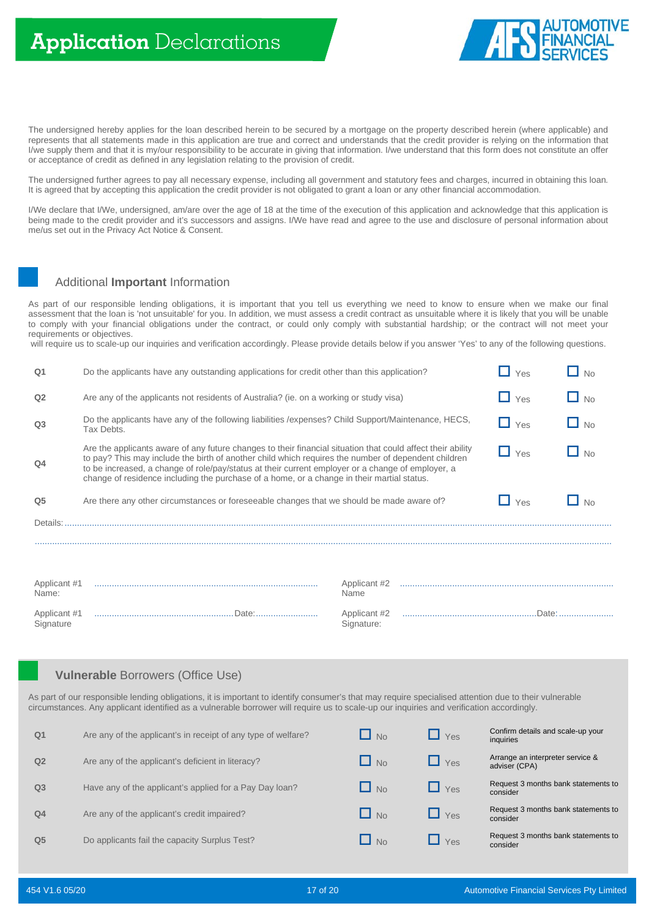# Application Declarations

AUTOMOTIVE FINANCIAL SERVICES

The undersigned hereby applies for the loan described herein to be secured by a mortgage on the property described herein (where applicable) and represents that all statements made in this application are true and correct and understands that the credit provider is relying on the information that I/we supply them and that it is my/our responsibility to be accurate in giving that information. I/we understand that this form does not constitute an offer or acceptance of credit as defined in any legislation relating to the provision of credit.

The undersigned further agrees to pay all necessary expense, including all government and statutory fees and charges, incurred in obtaining this loan. It is agreed that by accepting this application the credit provider is not obligated to grant a loan or any other financial accommodation.

I/We declare that I/We, undersigned, am/are over the age of 18 at the time of the execution of this application and acknowledge that this application is being made to the credit provider and it's successors and assigns. I/We have read and agree to the use and disclosure of personal information about me/us set out in the Privacy Act Notice & Consent.

## Additional **Important** Information

As part of our responsible lending obligations, it is important that you tell us everything we need to know to ensure when we make our final assessment that the loan is 'not unsuitable' for you. In addition, we must assess a credit contract as unsuitable where it is likely that you will be unable to comply with your financial obligations under the contract, or could only comply with substantial hardship; or the contract will not meet your requirements or objectives.
will require us to scale-up our inquiries and verification accordingly. Please provide details below if you answer 'Yes' to any of the following questions.

| | | | |
|---|---|---|---|
| Q1 | Do the applicants have any outstanding applications for credit other than this application? | ☐ Yes | ☐ No |
| Q2 | Are any of the applicants not residents of Australia? (ie. on a working or study visa) | ☐ Yes | ☐ No |
| Q3 | Do the applicants have any of the following liabilities /expenses? Child Support/Maintenance, HECS, Tax Debts. | ☐ Yes | ☐ No |
| Q4 | Are the applicants aware of any future changes to their financial situation that could affect their ability to pay? This may include the birth of another child which requires the number of dependent children to be increased, a change of role/pay/status at their current employer or a change of employer, a change of residence including the purchase of a home, or a change in their martial status. | ☐ Yes | ☐ No |
| Q5 | Are there any other circumstances or foreseeable changes that we should be made aware of? | ☐ Yes | ☐ No |

Details: ..............................................................................................................................................

..............................................................................................................................................

Applicant #1 Name: ..................................................... Applicant #2 Name ..................................................

Applicant #1 Signature ................................ Date: .................. Applicant #2 Signature: ................................ Date: ..................

## **Vulnerable** Borrowers (Office Use)

As part of our responsible lending obligations, it is important to identify consumer's that may require specialised attention due to their vulnerable circumstances. Any applicant identified as a vulnerable borrower will require us to scale-up our inquiries and verification accordingly.

| | | | | |
|---|---|---|---|---|
| Q1 | Are any of the applicant's in receipt of any type of welfare? | ☐ No | ☐ Yes | Confirm details and scale-up your inquiries |
| Q2 | Are any of the applicant's deficient in literacy? | ☐ No | ☐ Yes | Arrange an interpreter service & adviser (CPA) |
| Q3 | Have any of the applicant's applied for a Pay Day loan? | ☐ No | ☐ Yes | Request 3 months bank statements to consider |
| Q4 | Are any of the applicant's credit impaired? | ☐ No | ☐ Yes | Request 3 months bank statements to consider |
| Q5 | Do applicants fail the capacity Surplus Test? | ☐ No | ☐ Yes | Request 3 months bank statements to consider |

454 V1.6 05/20 | Automotive Financial Services Pty Limited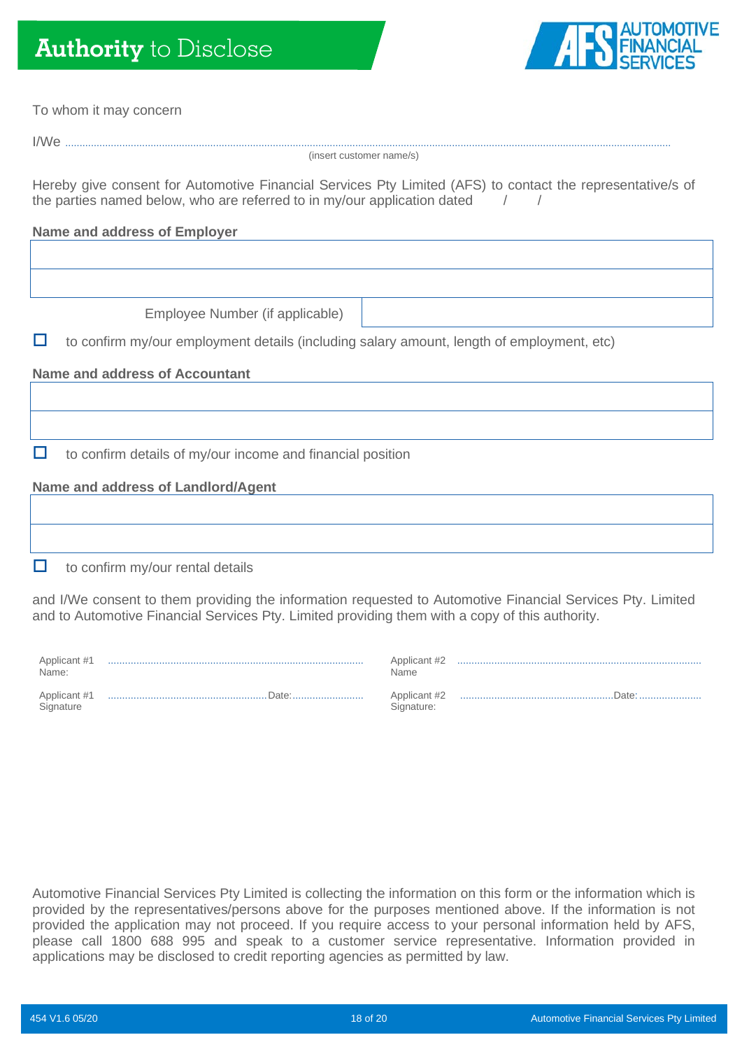# Authority to Disclose

AUTOMOTIVE FINANCIAL SERVICES

To whom it may concern

I/We ..........................................................................................................................................................................................................
(insert customer name/s)

Hereby give consent for Automotive Financial Services Pty Limited (AFS) to contact the representative/s of the parties named below, who are referred to in my/our application dated    /    /

**Name and address of Employer**

| |
|---|
| |
| |

| Employee Number (if applicable) | |
|---|---|

☐ to confirm my/our employment details (including salary amount, length of employment, etc)

**Name and address of Accountant**

| |
|---|
| |
| |

☐ to confirm details of my/our income and financial position

**Name and address of Landlord/Agent**

| |
|---|
| |
| |

☐ to confirm my/our rental details

and I/We consent to them providing the information requested to Automotive Financial Services Pty. Limited and to Automotive Financial Services Pty. Limited providing them with a copy of this authority.

Applicant #1 Name: ..........................................................................................

Applicant #1 Signature ........................................................Date:.........................

Applicant #2 Name ......................................................................................

Applicant #2 Signature: ......................................................Date:......................

Automotive Financial Services Pty Limited is collecting the information on this form or the information which is provided by the representatives/persons above for the purposes mentioned above. If the information is not provided the application may not proceed. If you require access to your personal information held by AFS, please call 1800 688 995 and speak to a customer service representative. Information provided in applications may be disclosed to credit reporting agencies as permitted by law.

454 V1.6 05/20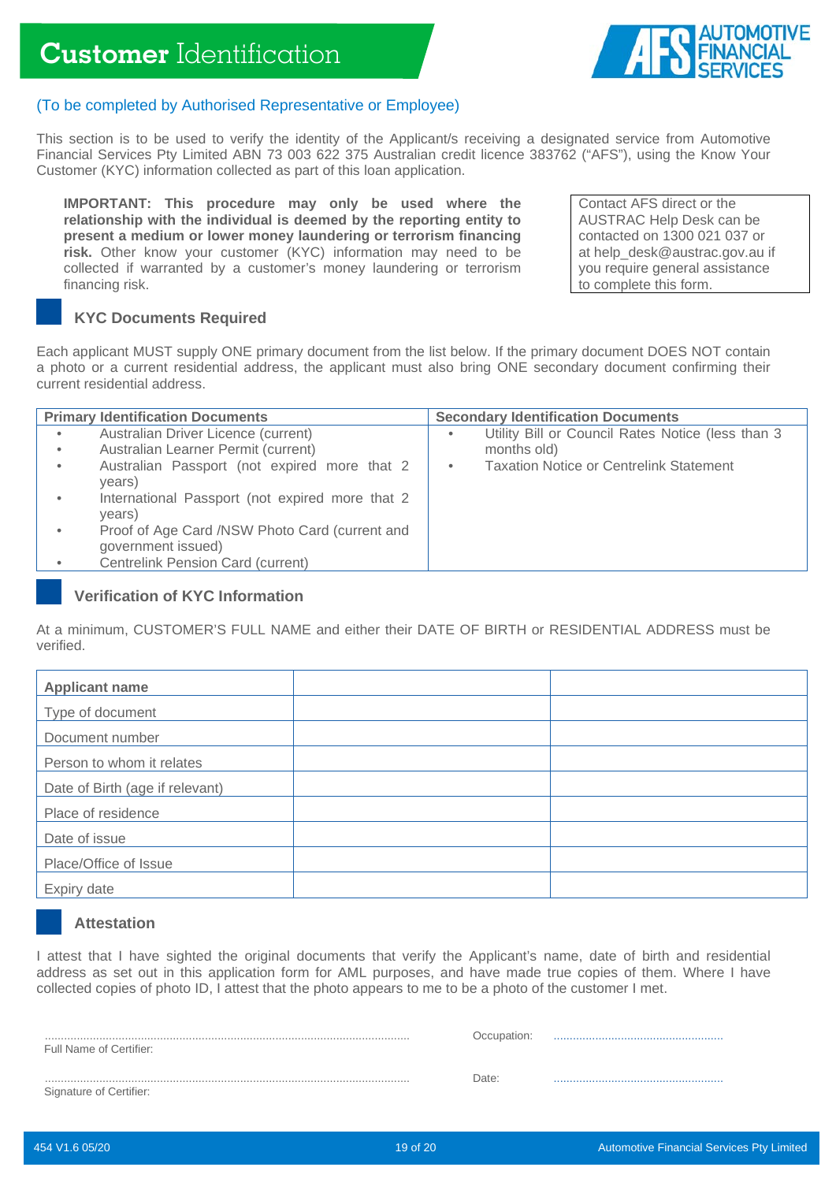# **Customer** Identification

(To be completed by Authorised Representative or Employee)

This section is to be used to verify the identity of the Applicant/s receiving a designated service from Automotive Financial Services Pty Limited ABN 73 003 622 375 Australian credit licence 383762 ("AFS"), using the Know Your Customer (KYC) information collected as part of this loan application.

**IMPORTANT: This procedure may only be used where the relationship with the individual is deemed by the reporting entity to present a medium or lower money laundering or terrorism financing risk.** Other know your customer (KYC) information may need to be collected if warranted by a customer's money laundering or terrorism financing risk.

Contact AFS direct or the AUSTRAC Help Desk can be contacted on 1300 021 037 or at help_desk@austrac.gov.au if you require general assistance to complete this form.

## KYC Documents Required

Each applicant MUST supply ONE primary document from the list below. If the primary document DOES NOT contain a photo or a current residential address, the applicant must also bring ONE secondary document confirming their current residential address.

| Primary Identification Documents | Secondary Identification Documents |
|---|---|
| • Australian Driver Licence (current)<br>• Australian Learner Permit (current)<br>• Australian Passport (not expired more that 2 years)<br>• International Passport (not expired more that 2 years)<br>• Proof of Age Card /NSW Photo Card (current and government issued)<br>• Centrelink Pension Card (current) | • Utility Bill or Council Rates Notice (less than 3 months old)<br>• Taxation Notice or Centrelink Statement |

## Verification of KYC Information

At a minimum, CUSTOMER'S FULL NAME and either their DATE OF BIRTH or RESIDENTIAL ADDRESS must be verified.

| **Applicant name** | | |
|---|---|---|
| Type of document | | |
| Document number | | |
| Person to whom it relates | | |
| Date of Birth (age if relevant) | | |
| Place of residence | | |
| Date of issue | | |
| Place/Office of Issue | | |
| Expiry date | | |

## Attestation

I attest that I have sighted the original documents that verify the Applicant's name, date of birth and residential address as set out in this application form for AML purposes, and have made true copies of them. Where I have collected copies of photo ID, I attest that the photo appears to me to be a photo of the customer I met.

.................................................................................................
Full Name of Certifier:

Occupation: .....................................................

.................................................................................................
Signature of Certifier:

Date: .....................................................

454 V1.6 05/20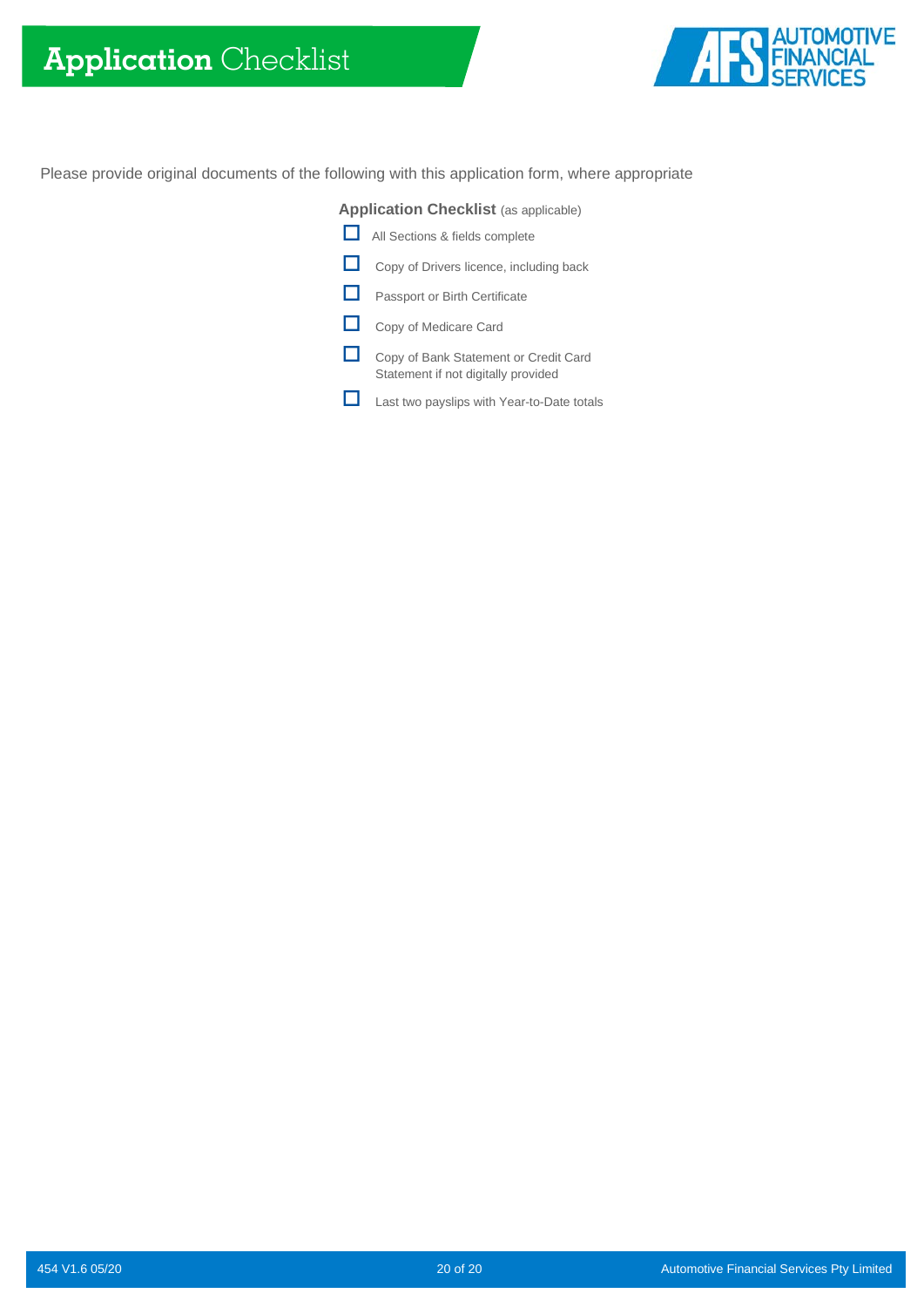# **Application** Checklist

Please provide original documents of the following with this application form, where appropriate

**Application Checklist** (as applicable)

- ☐ All Sections & fields complete
- ☐ Copy of Drivers licence, including back
- ☐ Passport or Birth Certificate
- ☐ Copy of Medicare Card
- ☐ Copy of Bank Statement or Credit Card Statement if not digitally provided
- ☐ Last two payslips with Year-to-Date totals